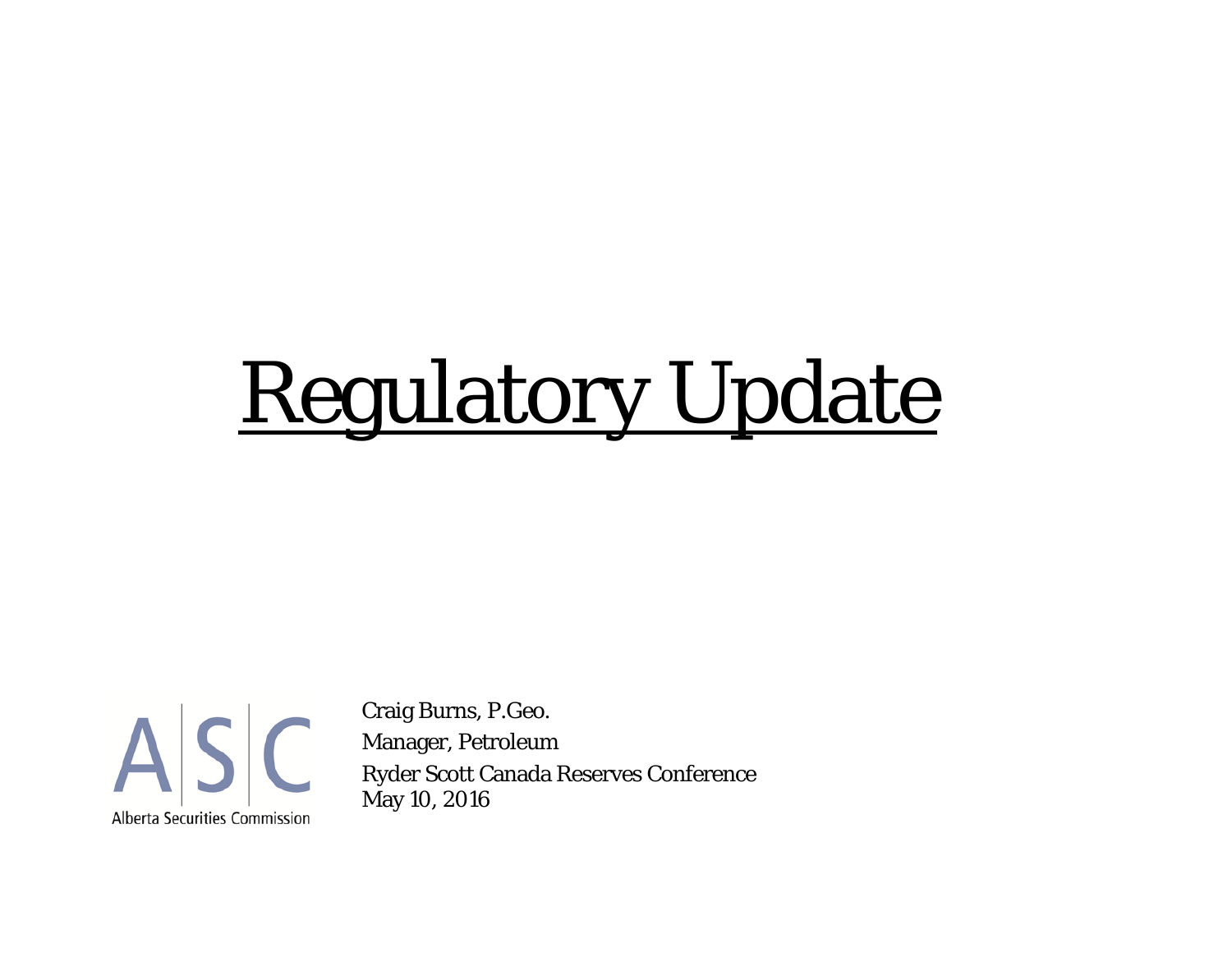# Regulatory Update

ASC

Alberta Securities Commission

Craig Burns, P.Geo.

Manager, Petroleum

Ryder Scott Canada Reserves Conference

May 10, 2016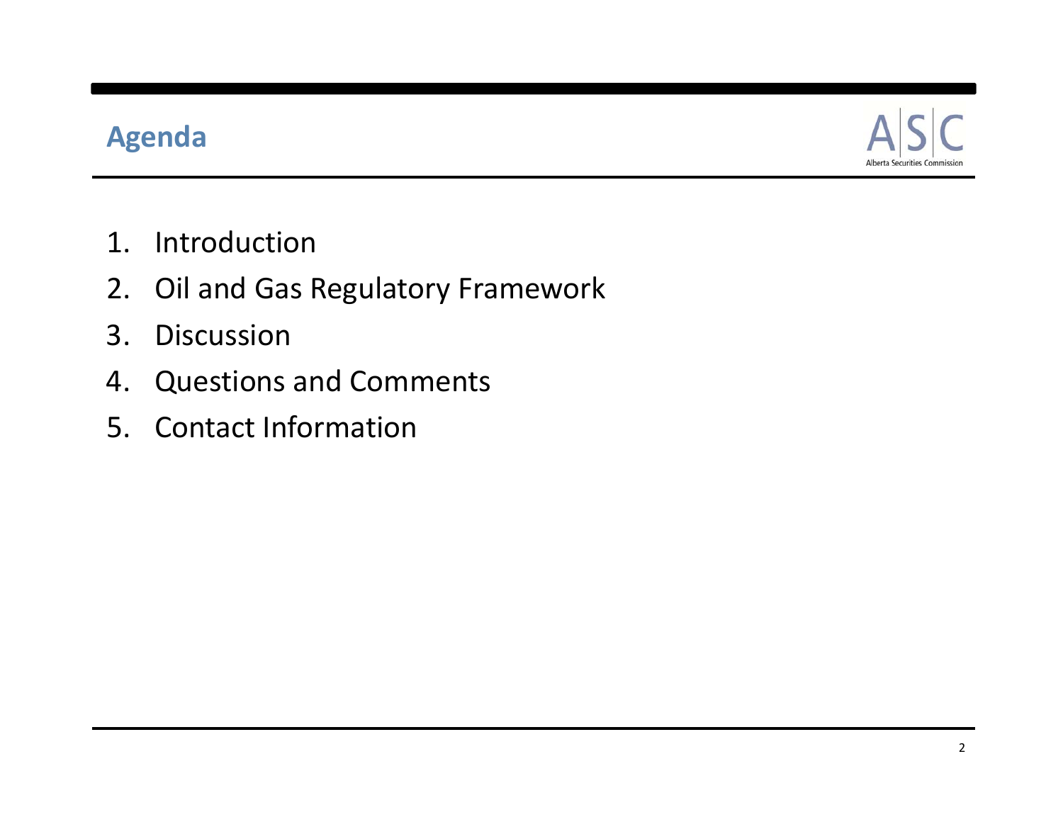## Agenda

1. Introduction
2. Oil and Gas Regulatory Framework
3. Discussion
4. Questions and Comments
5. Contact Information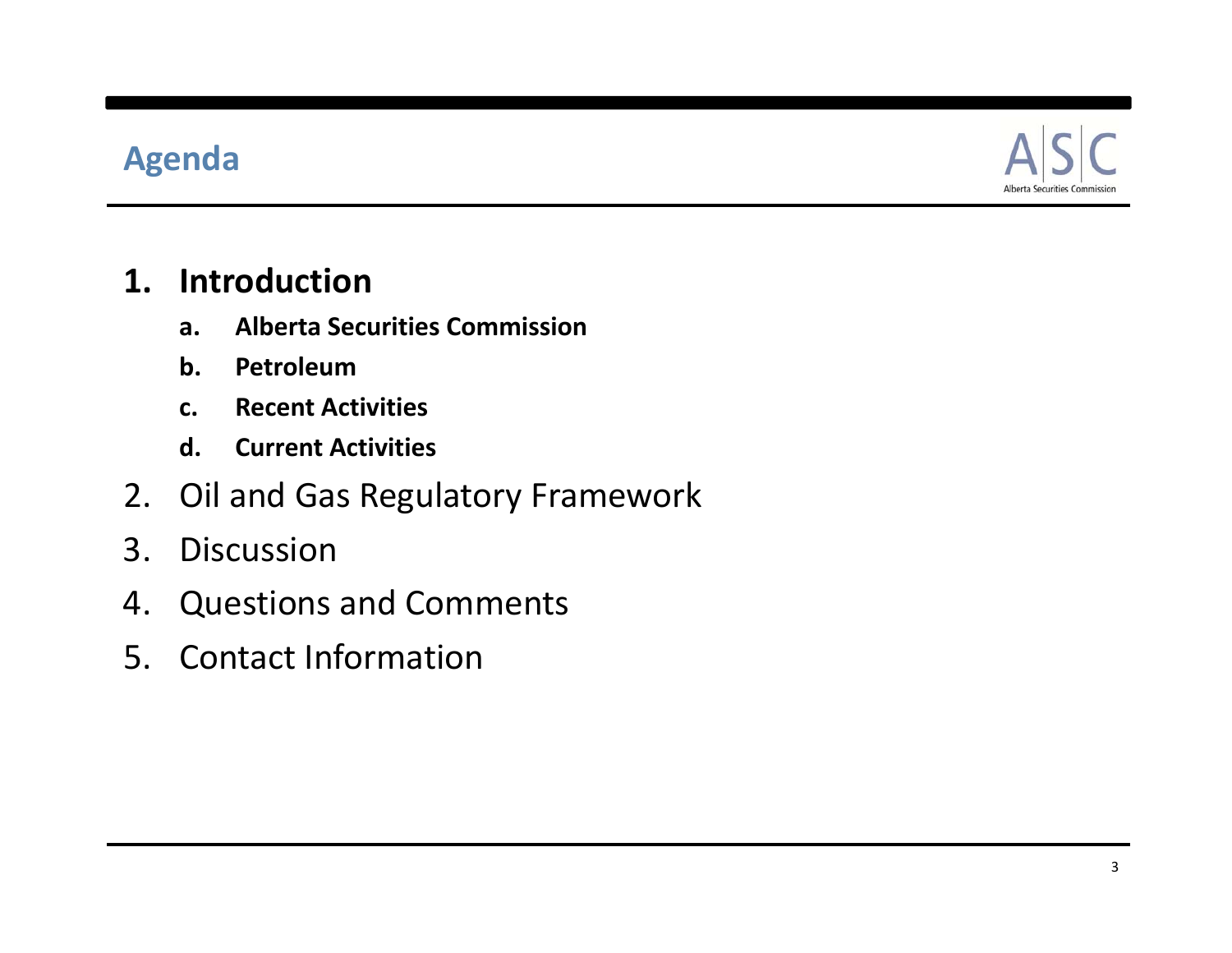## Agenda

1. **Introduction**
   - a. **Alberta Securities Commission**
   - b. **Petroleum**
   - c. **Recent Activities**
   - d. **Current Activities**
2. Oil and Gas Regulatory Framework
3. Discussion
4. Questions and Comments
5. Contact Information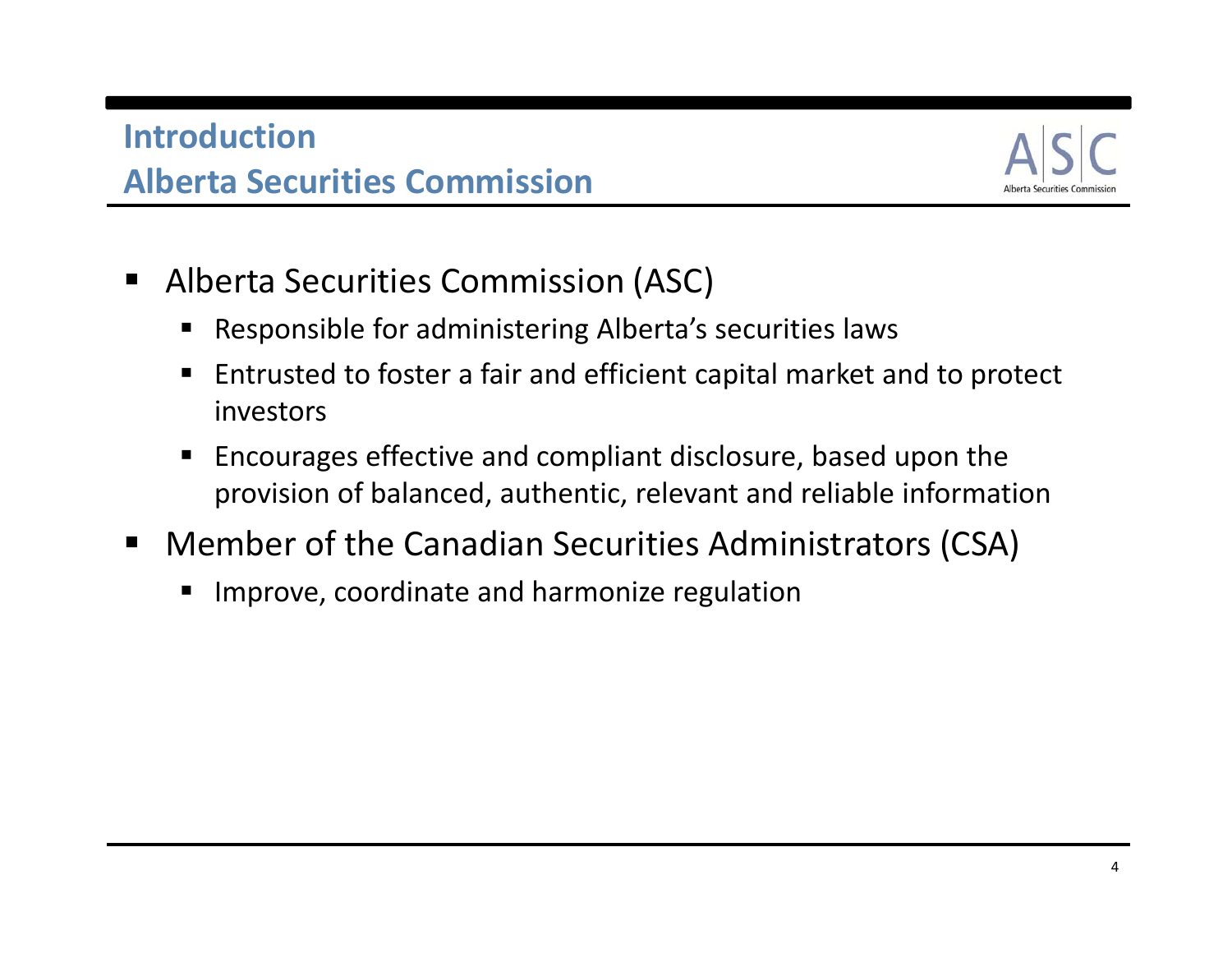## Introduction
## Alberta Securities Commission

- Alberta Securities Commission (ASC)
  - Responsible for administering Alberta's securities laws
  - Entrusted to foster a fair and efficient capital market and to protect investors
  - Encourages effective and compliant disclosure, based upon the provision of balanced, authentic, relevant and reliable information
- Member of the Canadian Securities Administrators (CSA)
  - Improve, coordinate and harmonize regulation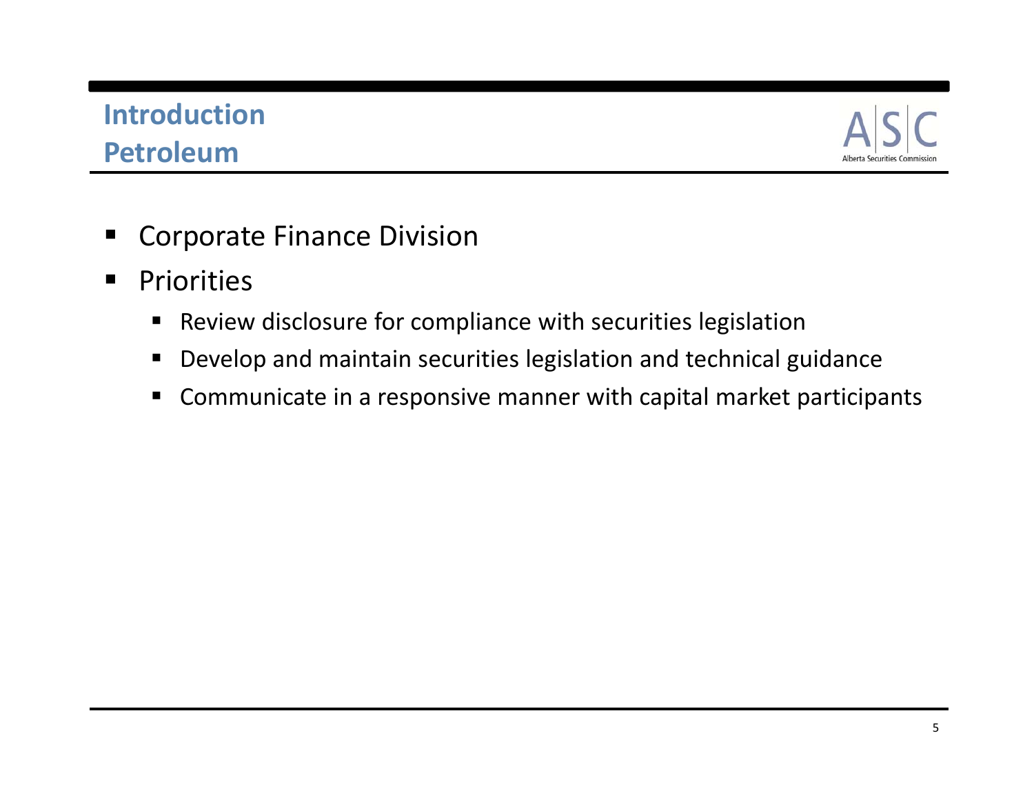## Introduction
## Petroleum

- Corporate Finance Division
- Priorities
  - Review disclosure for compliance with securities legislation
  - Develop and maintain securities legislation and technical guidance
  - Communicate in a responsive manner with capital market participants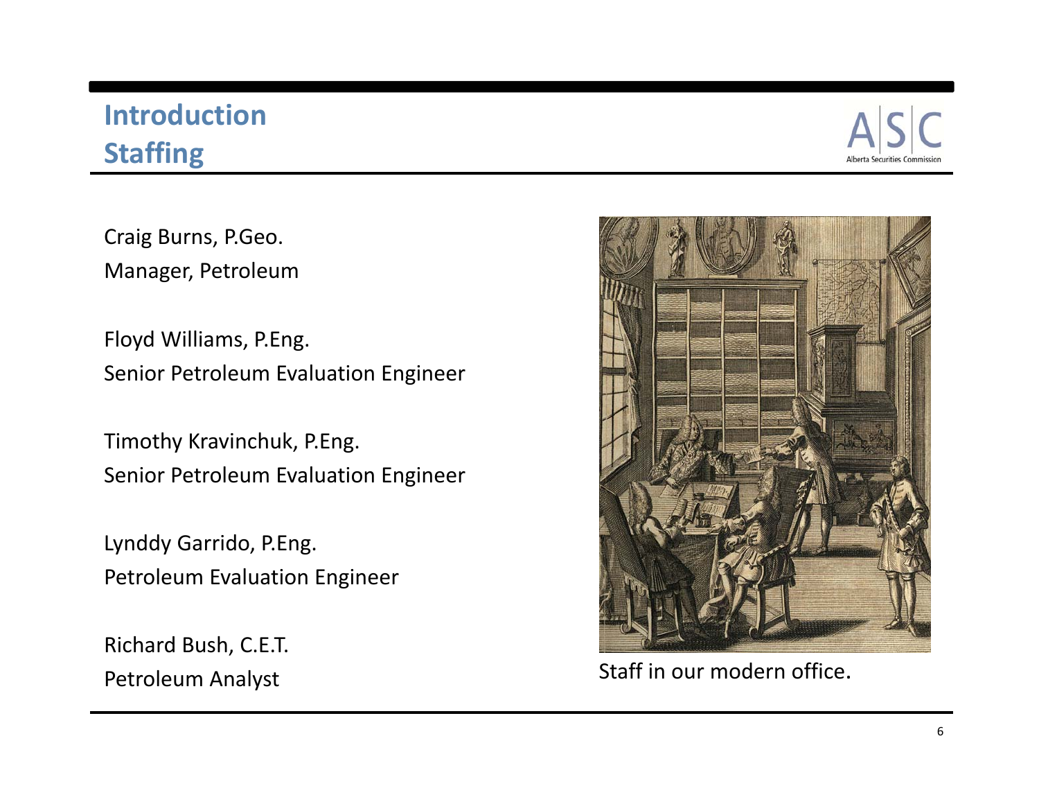## Introduction
## Staffing

Craig Burns, P.Geo.
Manager, Petroleum

Floyd Williams, P.Eng.
Senior Petroleum Evaluation Engineer

Timothy Kravinchuk, P.Eng.
Senior Petroleum Evaluation Engineer

Lynddy Garrido, P.Eng.
Petroleum Evaluation Engineer

Richard Bush, C.E.T.
Petroleum Analyst

Staff in our modern office.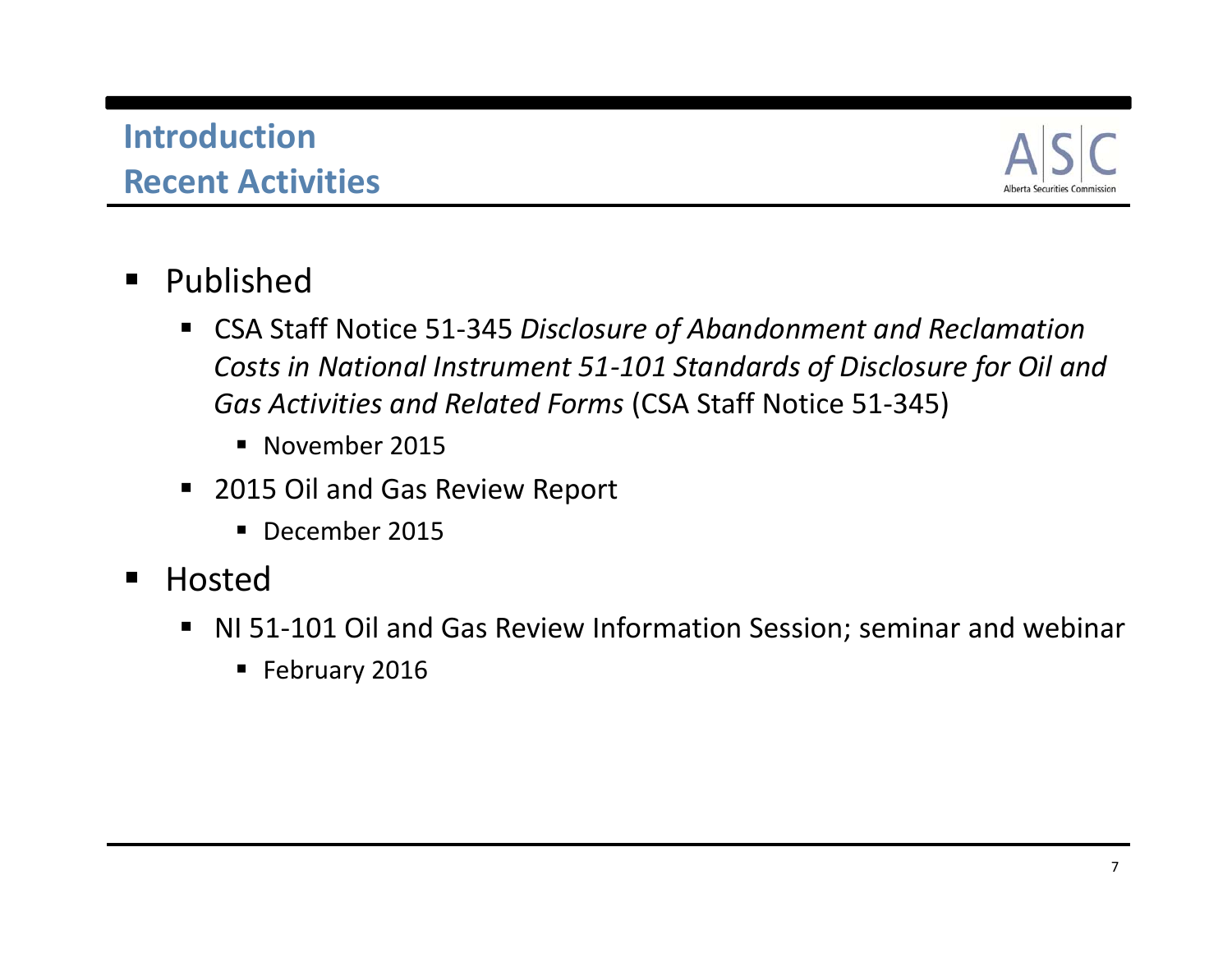## Introduction
## Recent Activities

- Published
  - CSA Staff Notice 51-345 *Disclosure of Abandonment and Reclamation Costs in National Instrument 51-101 Standards of Disclosure for Oil and Gas Activities and Related Forms* (CSA Staff Notice 51-345)
    - November 2015
  - 2015 Oil and Gas Review Report
    - December 2015
- Hosted
  - NI 51-101 Oil and Gas Review Information Session; seminar and webinar
    - February 2016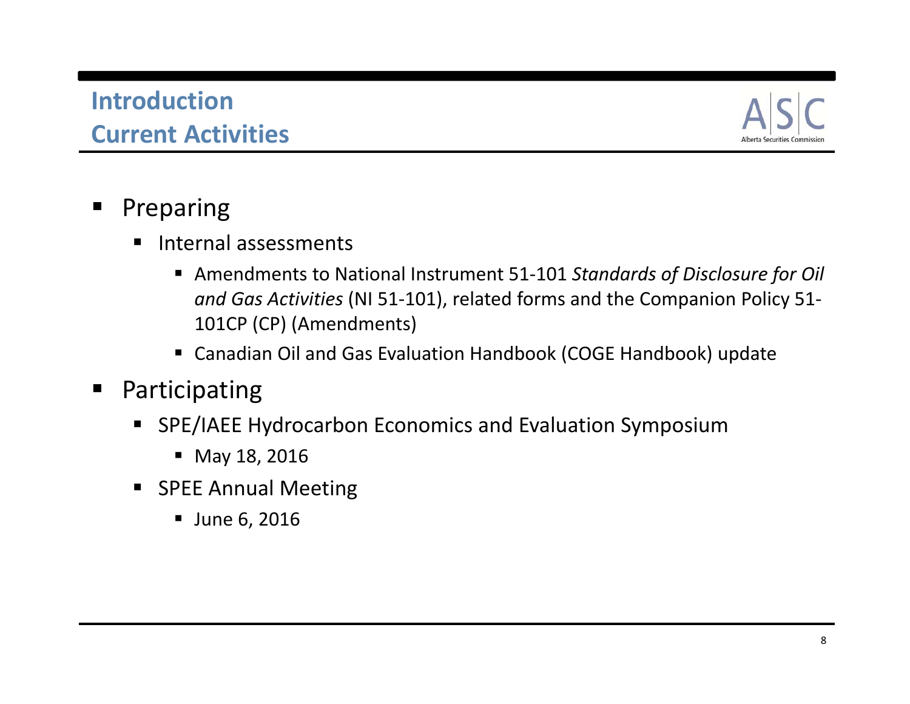## Introduction
## Current Activities

- Preparing
  - Internal assessments
    - Amendments to National Instrument 51-101 *Standards of Disclosure for Oil and Gas Activities* (NI 51-101), related forms and the Companion Policy 51-101CP (CP) (Amendments)
    - Canadian Oil and Gas Evaluation Handbook (COGE Handbook) update
- Participating
  - SPE/IAEE Hydrocarbon Economics and Evaluation Symposium
    - May 18, 2016
  - SPEE Annual Meeting
    - June 6, 2016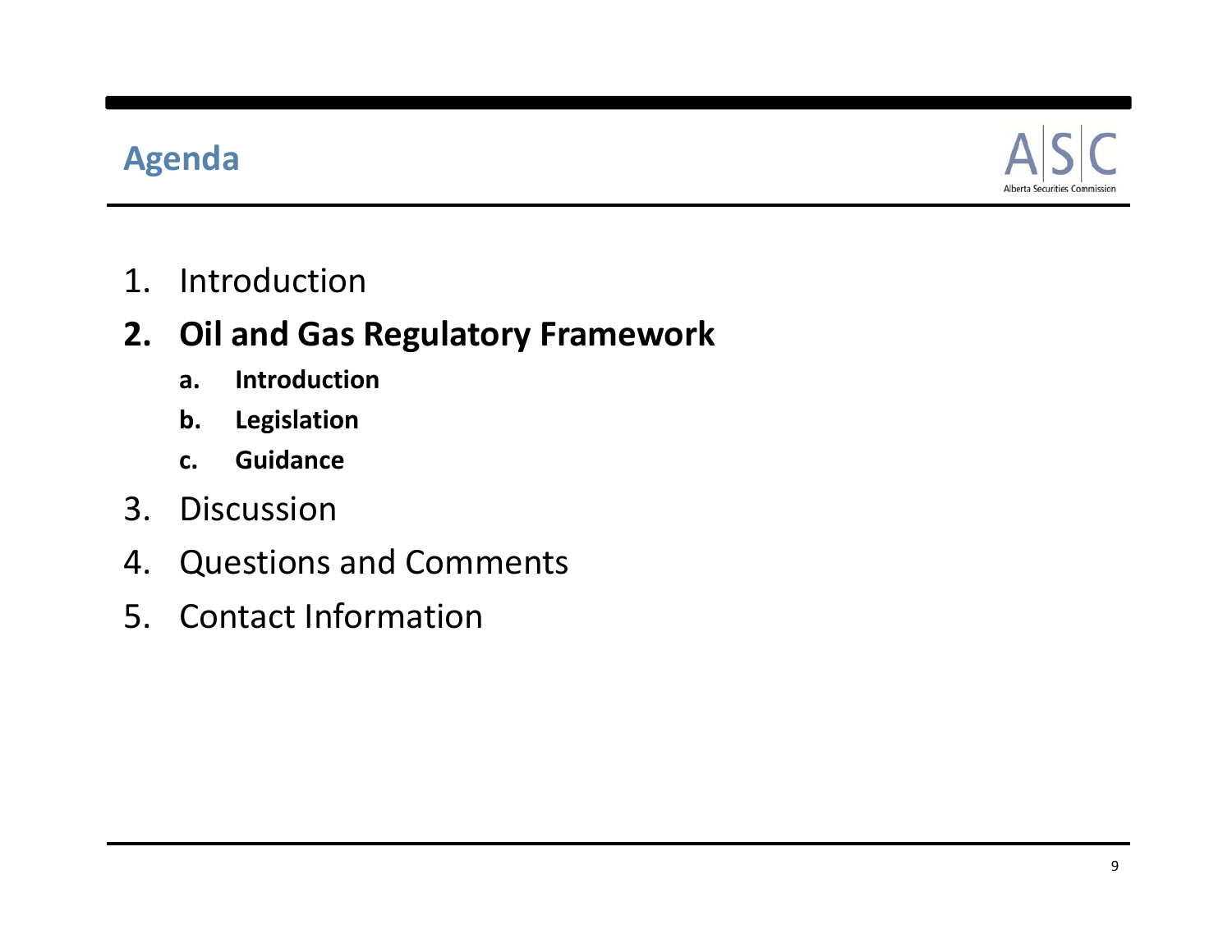# Agenda

1. Introduction
2. **Oil and Gas Regulatory Framework**
    a. **Introduction**
    b. **Legislation**
    c. **Guidance**
3. Discussion
4. Questions and Comments
5. Contact Information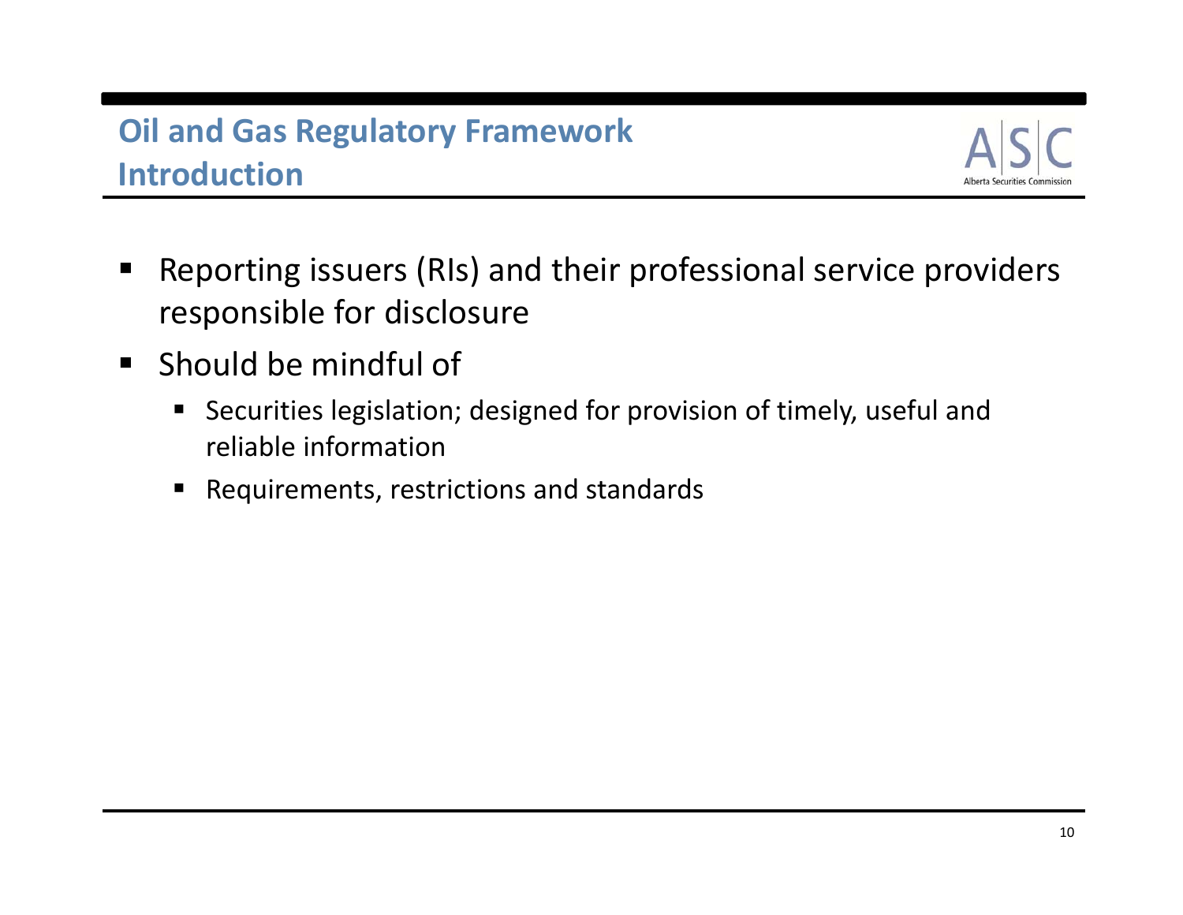## Oil and Gas Regulatory Framework
## Introduction

- Reporting issuers (RIs) and their professional service providers responsible for disclosure
- Should be mindful of
  - Securities legislation; designed for provision of timely, useful and reliable information
  - Requirements, restrictions and standards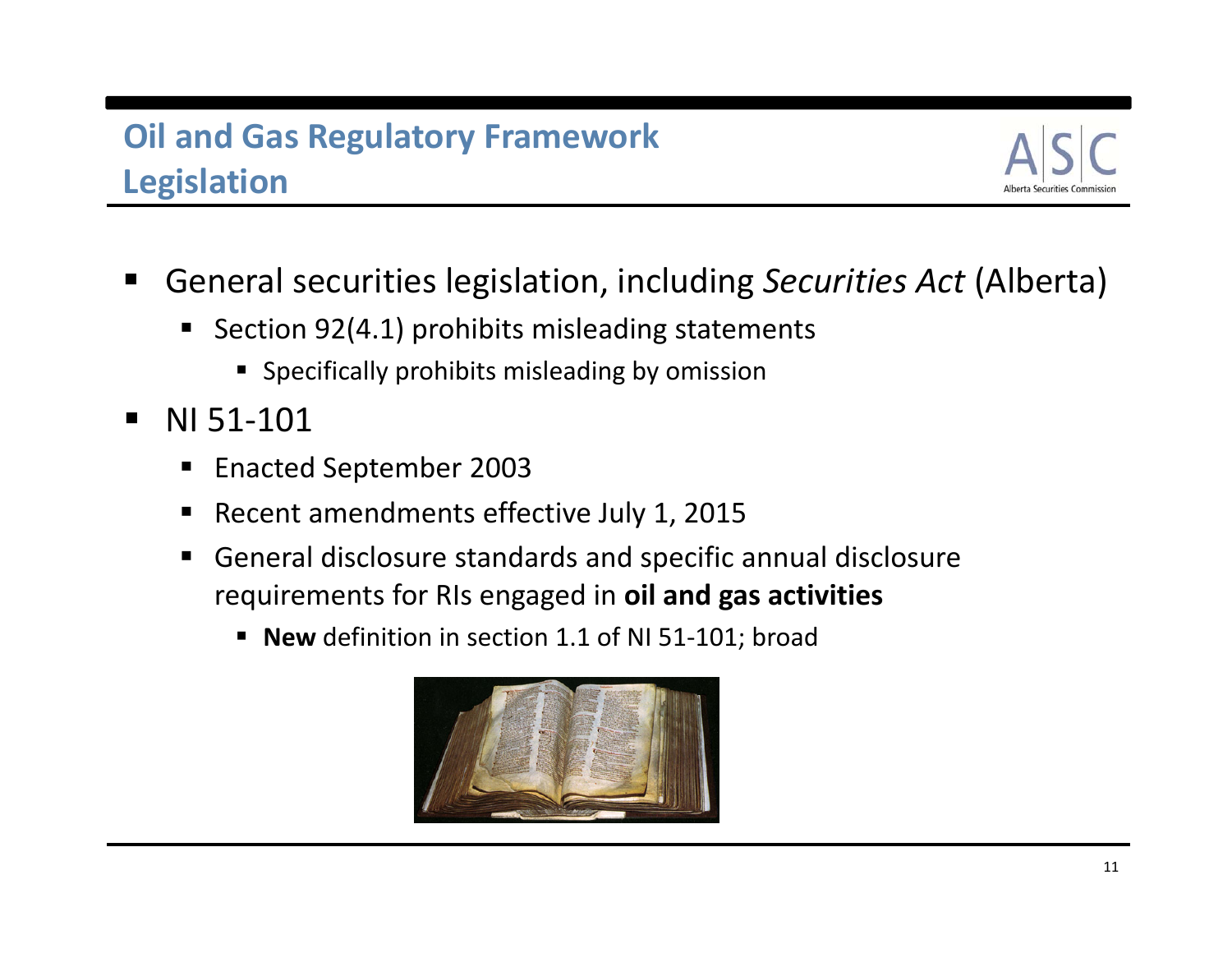## Oil and Gas Regulatory Framework
## Legislation

- General securities legislation, including *Securities Act* (Alberta)
  - Section 92(4.1) prohibits misleading statements
    - Specifically prohibits misleading by omission
- NI 51-101
  - Enacted September 2003
  - Recent amendments effective July 1, 2015
  - General disclosure standards and specific annual disclosure requirements for RIs engaged in **oil and gas activities**
    - **New** definition in section 1.1 of NI 51-101; broad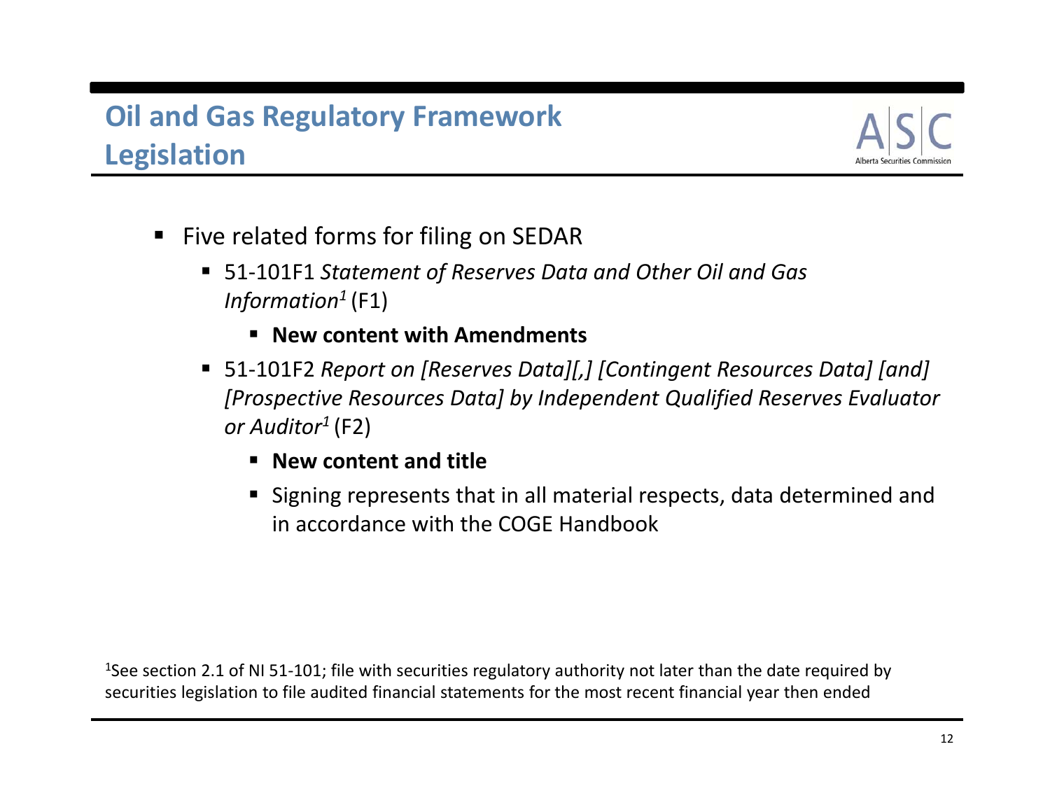# Oil and Gas Regulatory Framework
# Legislation

- Five related forms for filing on SEDAR
  - 51-101F1 *Statement of Reserves Data and Other Oil and Gas Information*[1] (F1)
    - **New content with Amendments**
  - 51-101F2 *Report on [Reserves Data][,] [Contingent Resources Data] [and] [Prospective Resources Data] by Independent Qualified Reserves Evaluator or Auditor*[1] (F2)
    - **New content and title**
    - Signing represents that in all material respects, data determined and in accordance with the COGE Handbook

[1]See section 2.1 of NI 51-101; file with securities regulatory authority not later than the date required by securities legislation to file audited financial statements for the most recent financial year then ended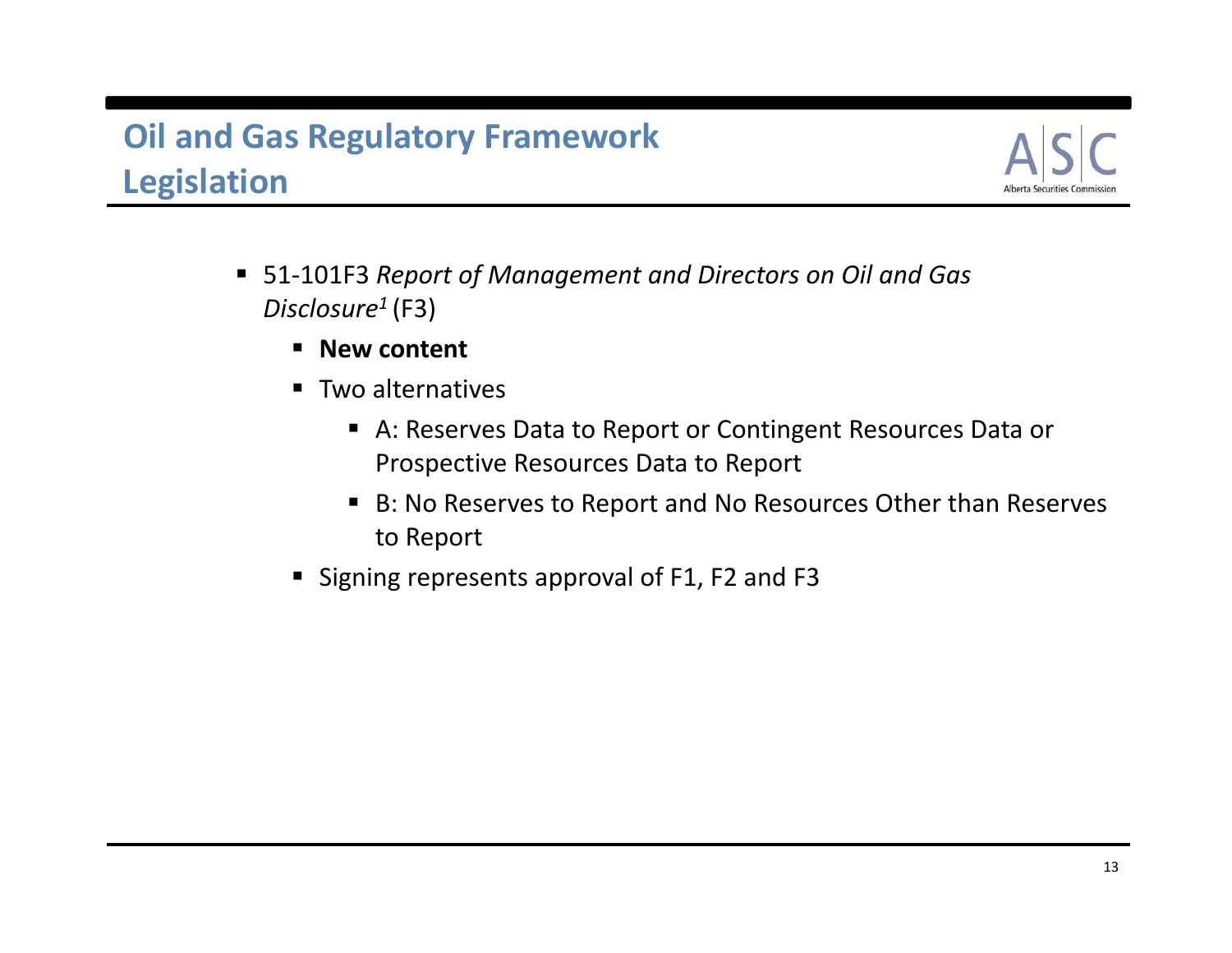# Oil and Gas Regulatory Framework
## Legislation

- 51-101F3 *Report of Management and Directors on Oil and Gas Disclosure*[1] (F3)
  - **New content**
  - Two alternatives
    - A: Reserves Data to Report or Contingent Resources Data or Prospective Resources Data to Report
    - B: No Reserves to Report and No Resources Other than Reserves to Report
  - Signing represents approval of F1, F2 and F3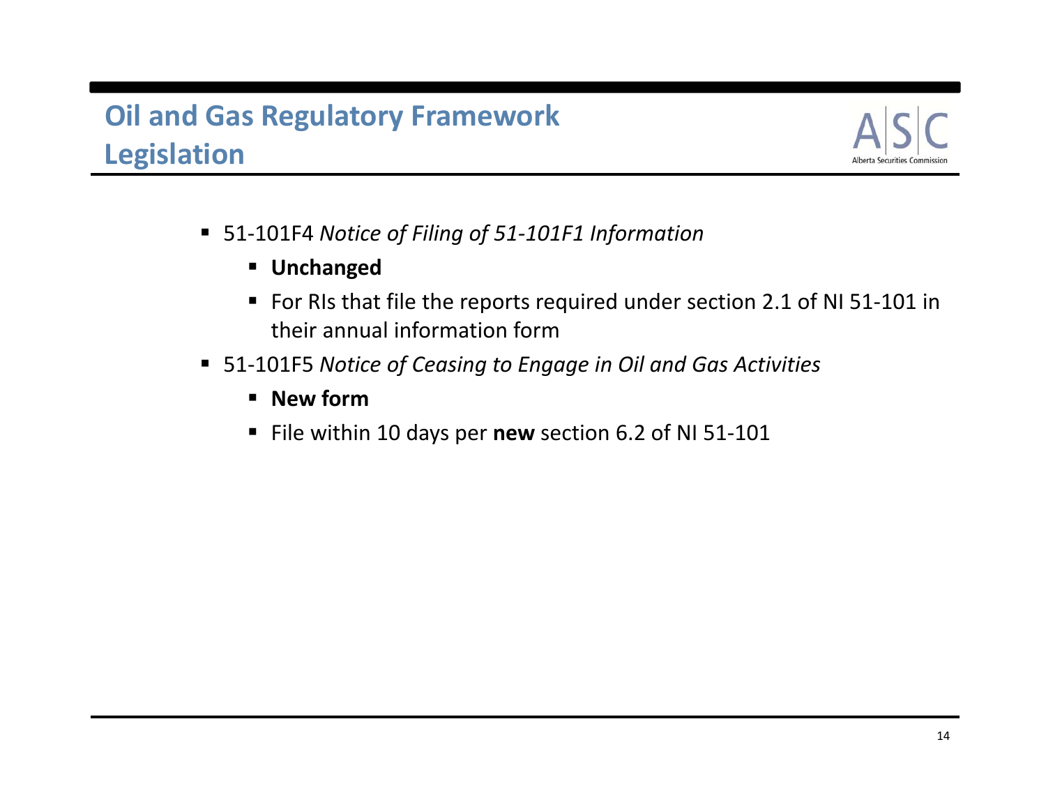# Oil and Gas Regulatory Framework
## Legislation

- 51-101F4 *Notice of Filing of 51-101F1 Information*
  - **Unchanged**
  - For RIs that file the reports required under section 2.1 of NI 51-101 in their annual information form
- 51-101F5 *Notice of Ceasing to Engage in Oil and Gas Activities*
  - **New form**
  - File within 10 days per **new** section 6.2 of NI 51-101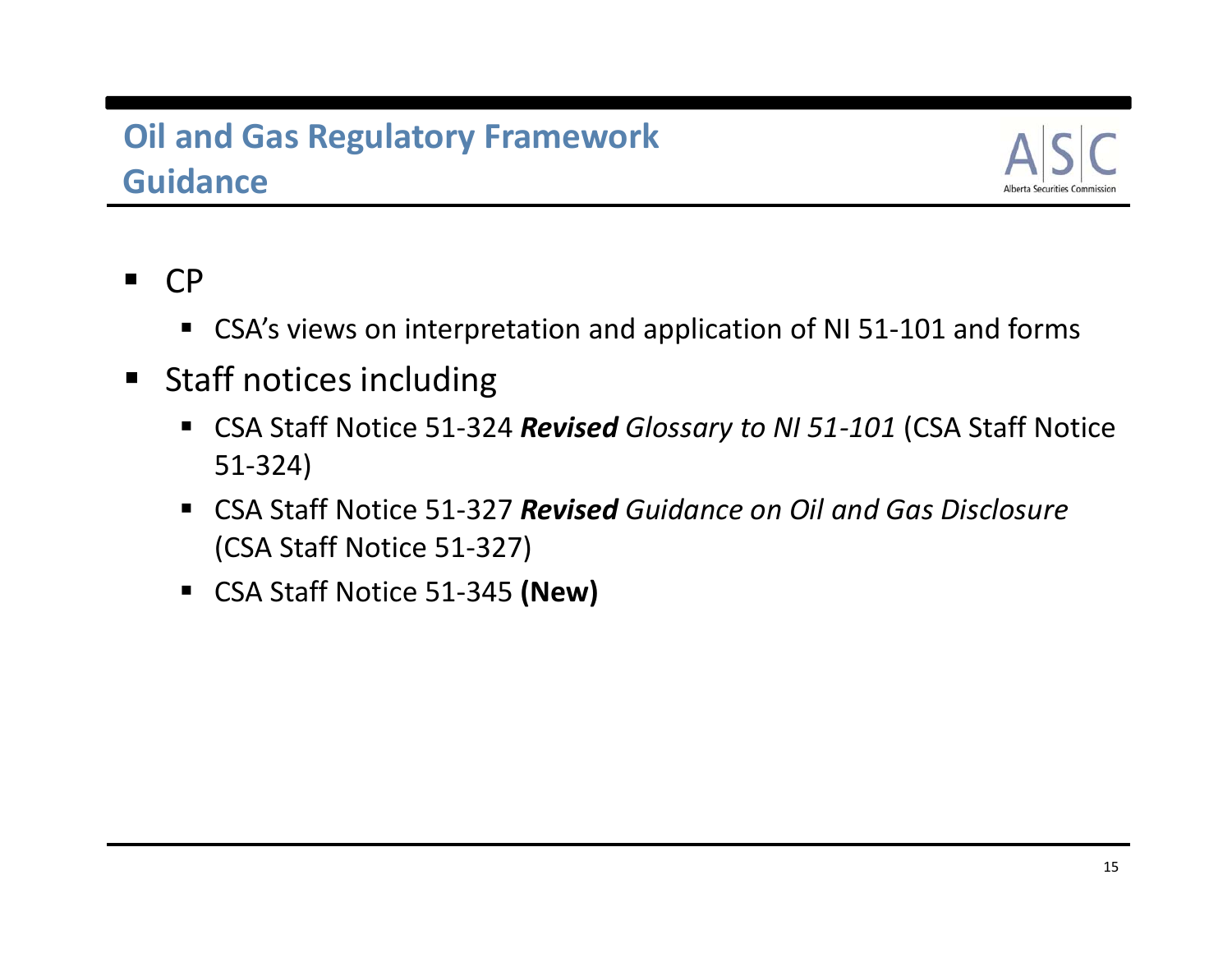## Oil and Gas Regulatory Framework Guidance

- CP
  - CSA's views on interpretation and application of NI 51-101 and forms
- Staff notices including
  - CSA Staff Notice 51-324 ***Revised*** *Glossary to NI 51-101* (CSA Staff Notice 51-324)
  - CSA Staff Notice 51-327 ***Revised*** *Guidance on Oil and Gas Disclosure* (CSA Staff Notice 51-327)
  - CSA Staff Notice 51-345 **(New)**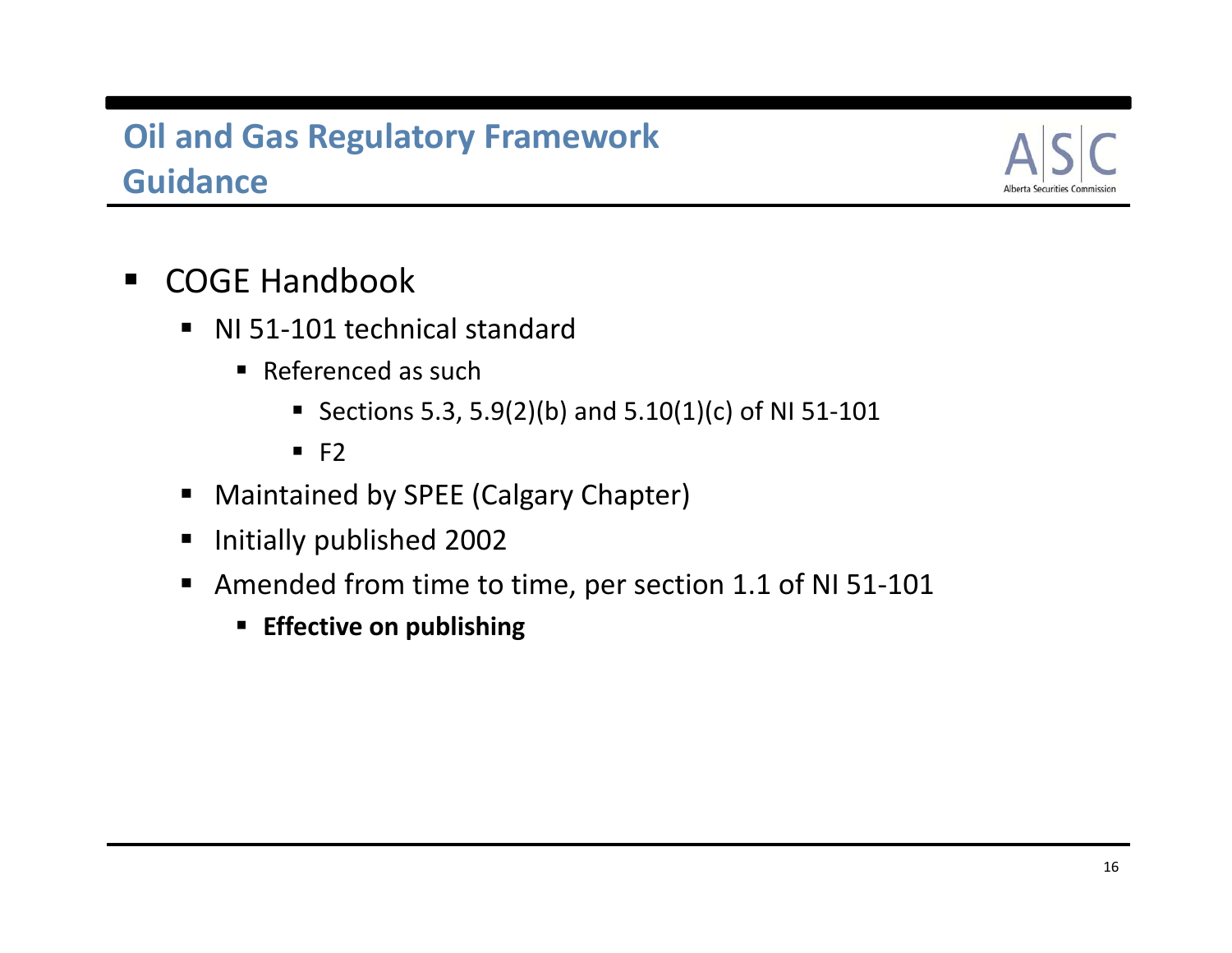## Oil and Gas Regulatory Framework Guidance

- COGE Handbook
  - NI 51-101 technical standard
    - Referenced as such
      - Sections 5.3, 5.9(2)(b) and 5.10(1)(c) of NI 51-101
      - F2
  - Maintained by SPEE (Calgary Chapter)
  - Initially published 2002
  - Amended from time to time, per section 1.1 of NI 51-101
    - **Effective on publishing**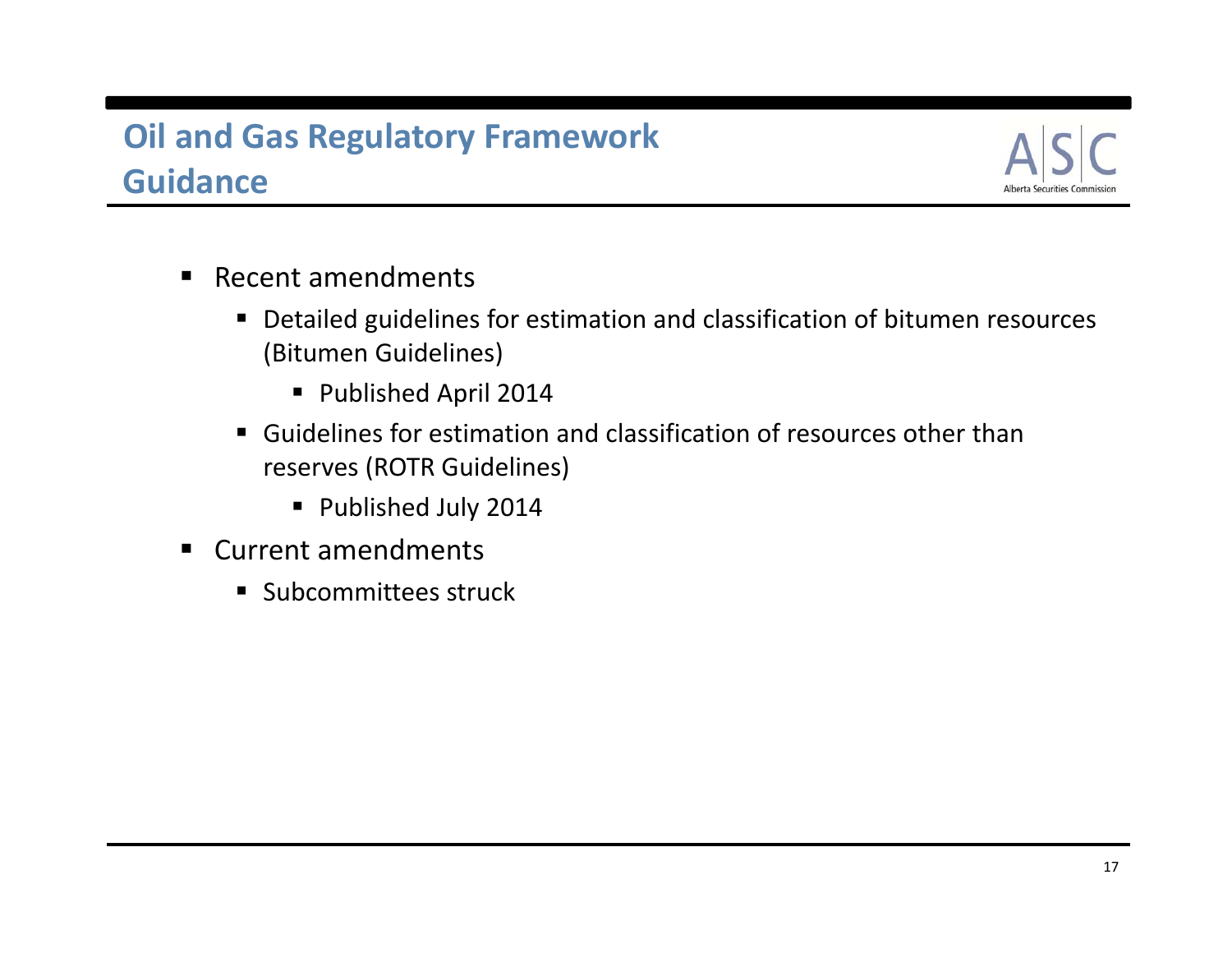# Oil and Gas Regulatory Framework Guidance

- Recent amendments
  - Detailed guidelines for estimation and classification of bitumen resources (Bitumen Guidelines)
    - Published April 2014
  - Guidelines for estimation and classification of resources other than reserves (ROTR Guidelines)
    - Published July 2014
- Current amendments
  - Subcommittees struck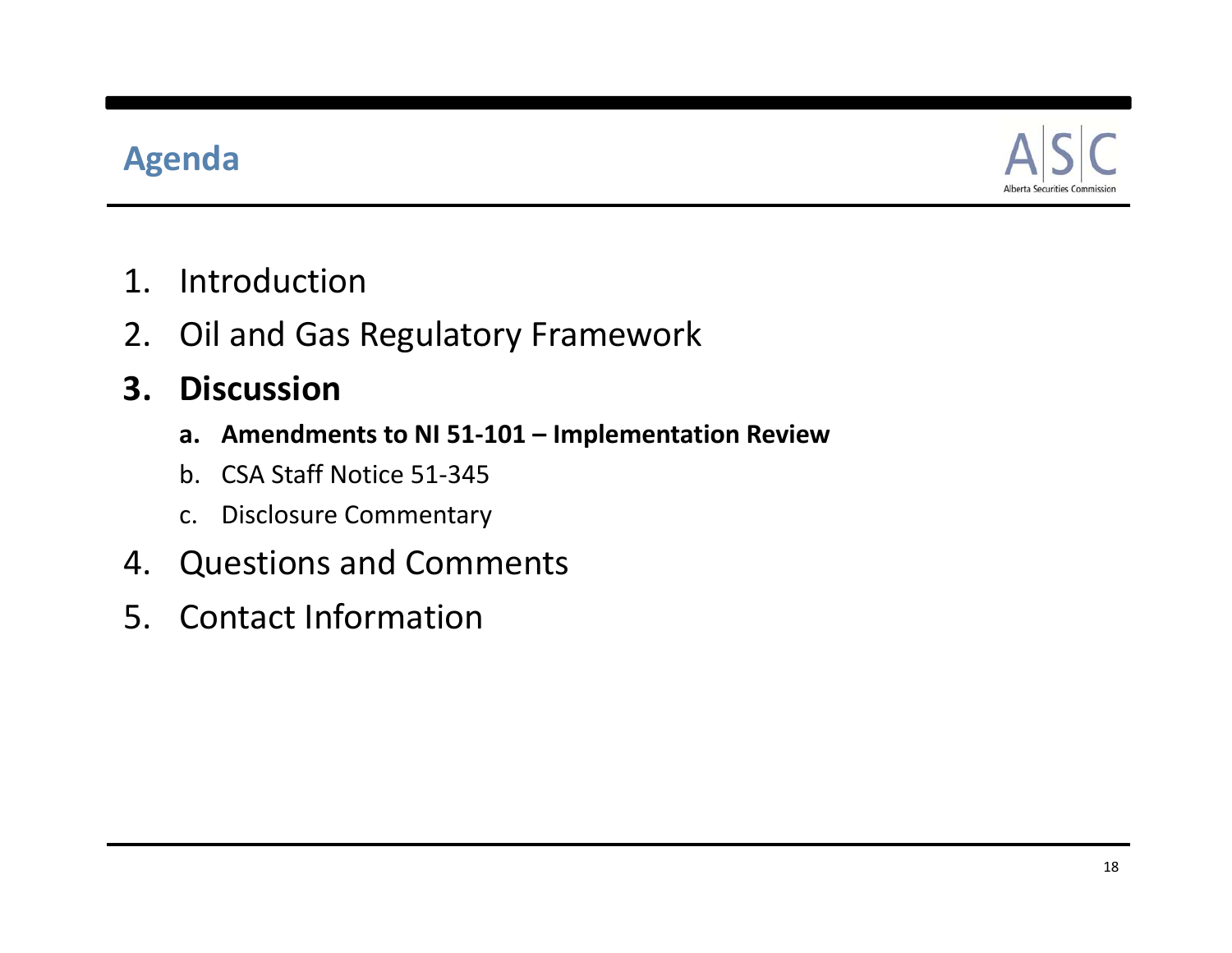# Agenda

1. Introduction
2. Oil and Gas Regulatory Framework
3. **Discussion**
   a. **Amendments to NI 51-101 – Implementation Review**
   b. CSA Staff Notice 51-345
   c. Disclosure Commentary
4. Questions and Comments
5. Contact Information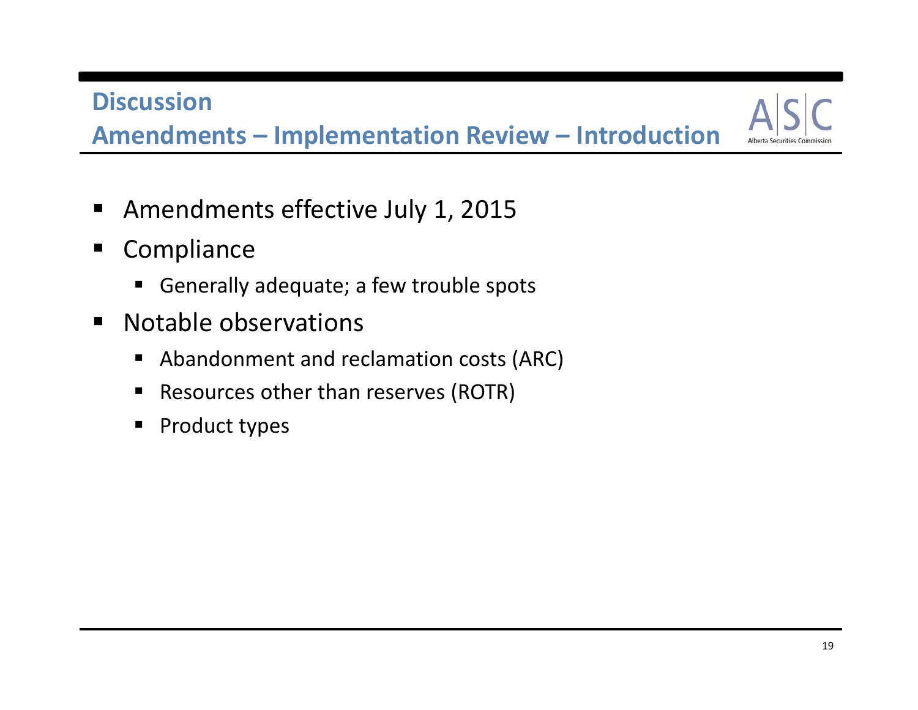## Discussion

## Amendments – Implementation Review – Introduction

- Amendments effective July 1, 2015
- Compliance
  - Generally adequate; a few trouble spots
- Notable observations
  - Abandonment and reclamation costs (ARC)
  - Resources other than reserves (ROTR)
  - Product types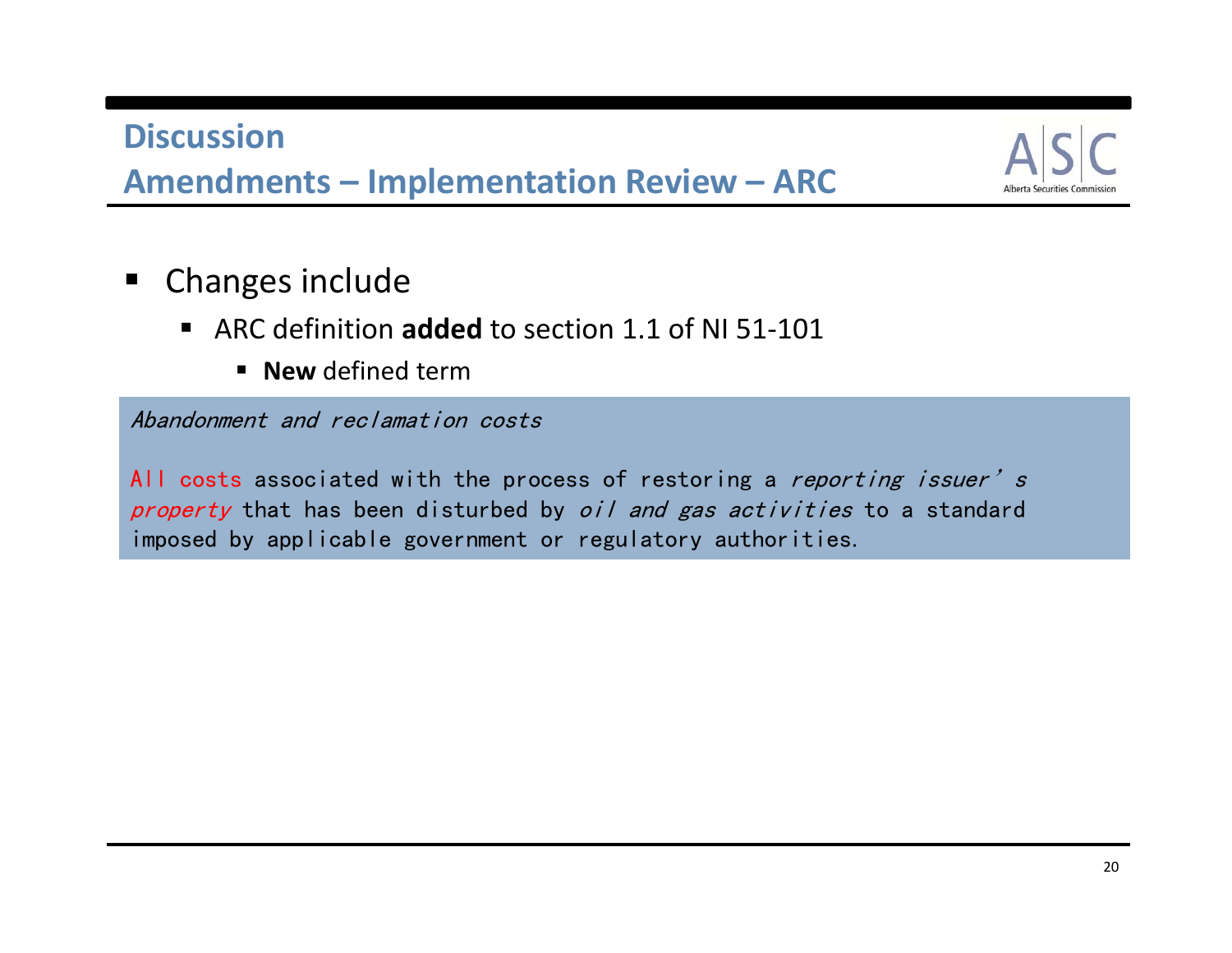## Discussion

## Amendments – Implementation Review – ARC

- Changes include
  - ARC definition **added** to section 1.1 of NI 51-101
    - **New** defined term

*Abandonment and reclamation costs*

All costs associated with the process of restoring a *reporting issuer's property* that has been disturbed by *oil and gas activities* to a standard imposed by applicable government or regulatory authorities.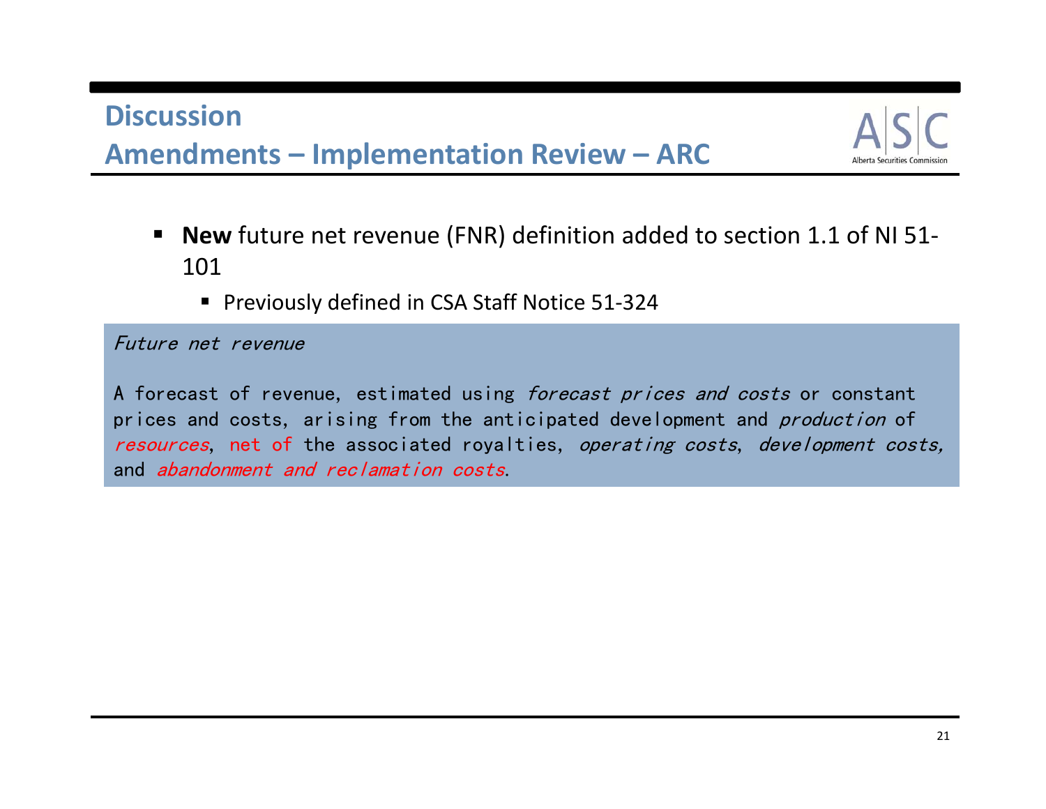## Discussion

## Amendments – Implementation Review – ARC

- **New** future net revenue (FNR) definition added to section 1.1 of NI 51-101
  - Previously defined in CSA Staff Notice 51-324

*Future net revenue*

A forecast of revenue, estimated using *forecast prices and costs* or constant prices and costs, arising from the anticipated development and *production* of *resources*, net of the associated royalties, *operating costs*, *development costs,* and *abandonment and reclamation costs*.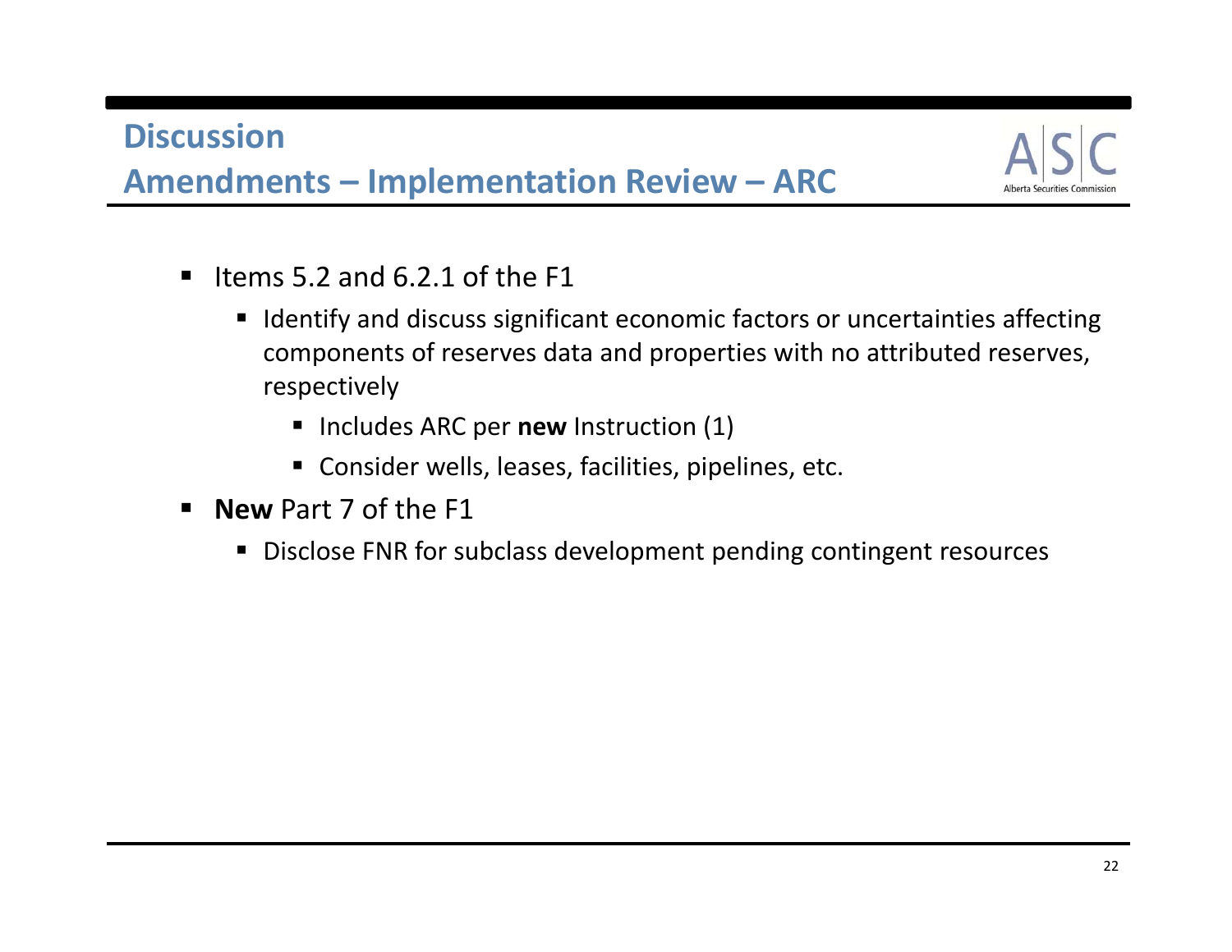# Discussion

## Amendments – Implementation Review – ARC

- Items 5.2 and 6.2.1 of the F1
  - Identify and discuss significant economic factors or uncertainties affecting components of reserves data and properties with no attributed reserves, respectively
    - Includes ARC per **new** Instruction (1)
    - Consider wells, leases, facilities, pipelines, etc.
- **New** Part 7 of the F1
  - Disclose FNR for subclass development pending contingent resources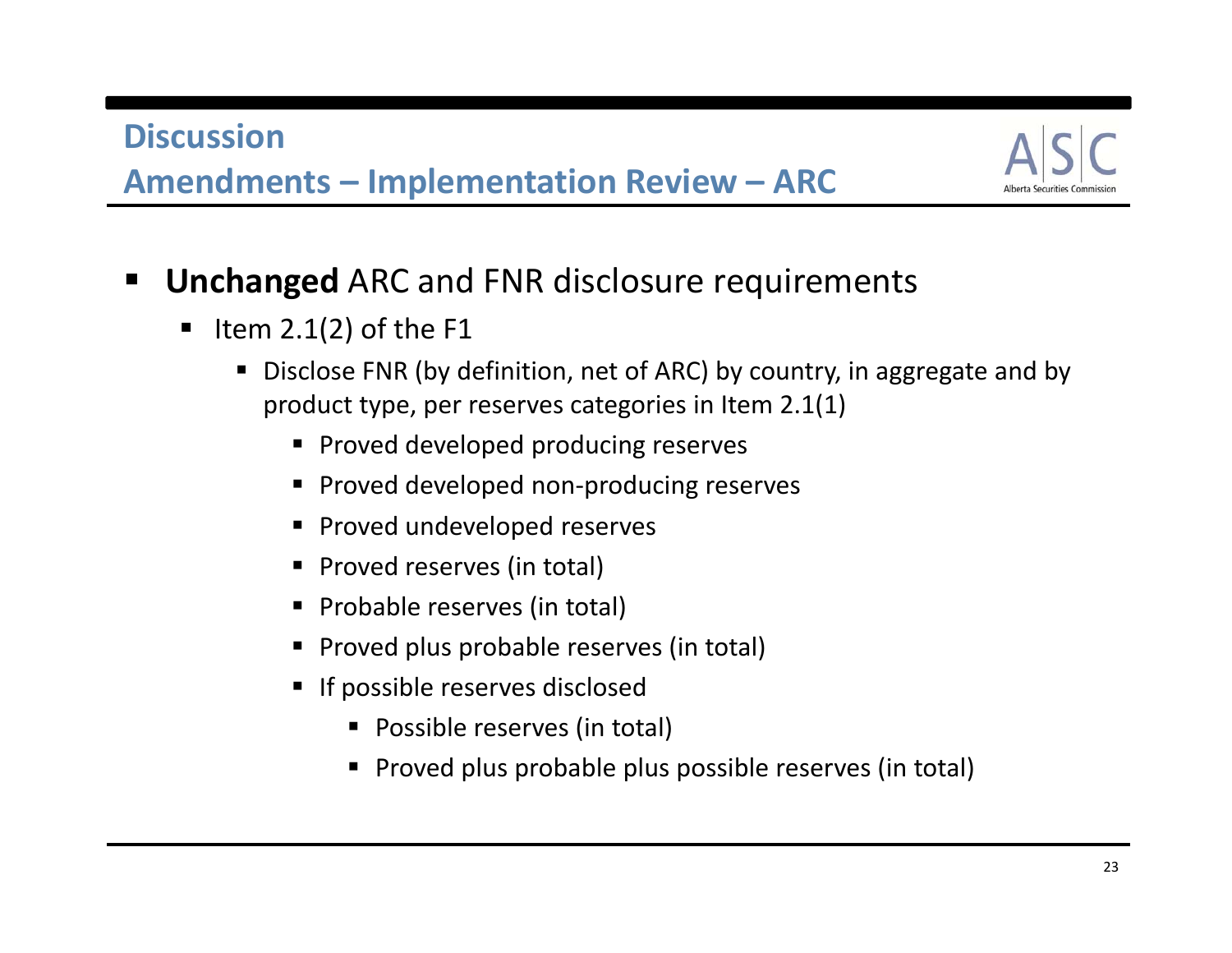## Discussion

## Amendments – Implementation Review – ARC

- **Unchanged** ARC and FNR disclosure requirements
  - Item 2.1(2) of the F1
    - Disclose FNR (by definition, net of ARC) by country, in aggregate and by product type, per reserves categories in Item 2.1(1)
      - Proved developed producing reserves
      - Proved developed non-producing reserves
      - Proved undeveloped reserves
      - Proved reserves (in total)
      - Probable reserves (in total)
      - Proved plus probable reserves (in total)
      - If possible reserves disclosed
        - Possible reserves (in total)
        - Proved plus probable plus possible reserves (in total)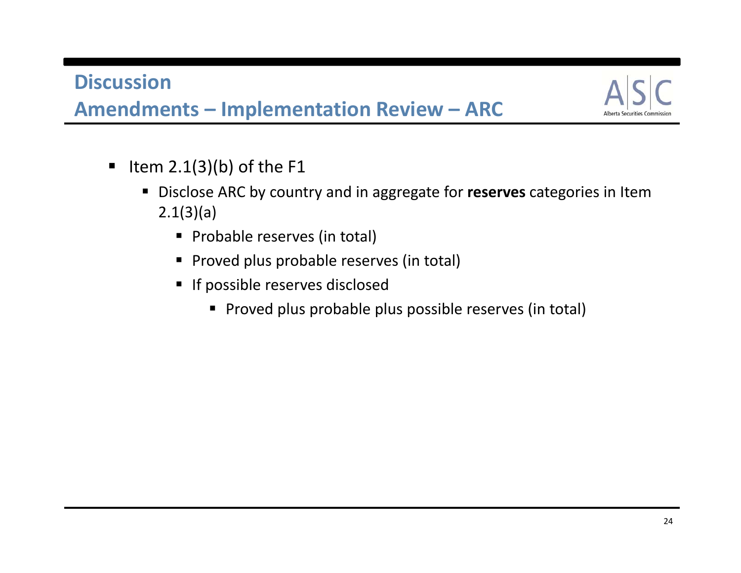# Discussion
## Amendments – Implementation Review – ARC

- Item 2.1(3)(b) of the F1
  - Disclose ARC by country and in aggregate for **reserves** categories in Item 2.1(3)(a)
    - Probable reserves (in total)
    - Proved plus probable reserves (in total)
    - If possible reserves disclosed
      - Proved plus probable plus possible reserves (in total)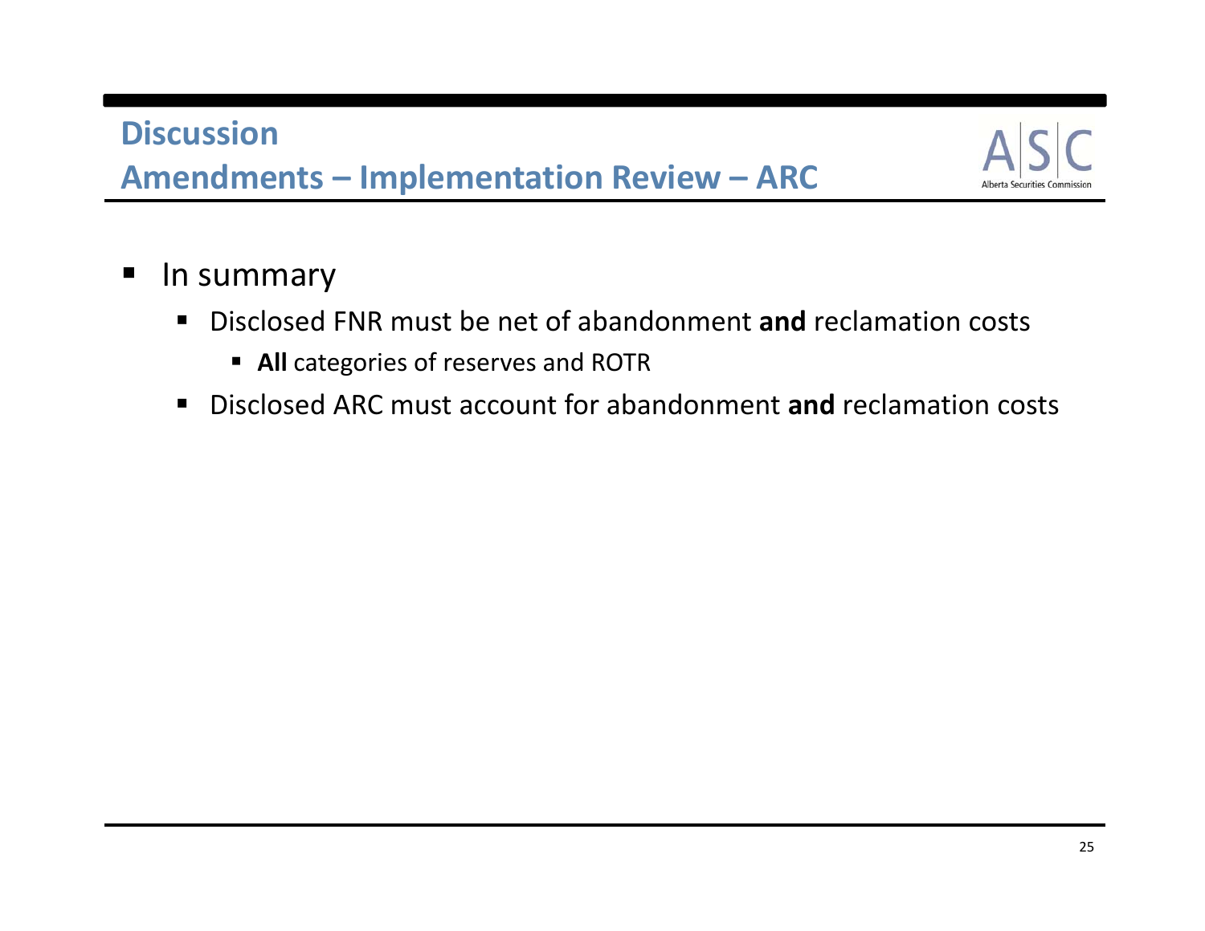## Discussion
## Amendments – Implementation Review – ARC

- In summary
  - Disclosed FNR must be net of abandonment **and** reclamation costs
    - **All** categories of reserves and ROTR
  - Disclosed ARC must account for abandonment **and** reclamation costs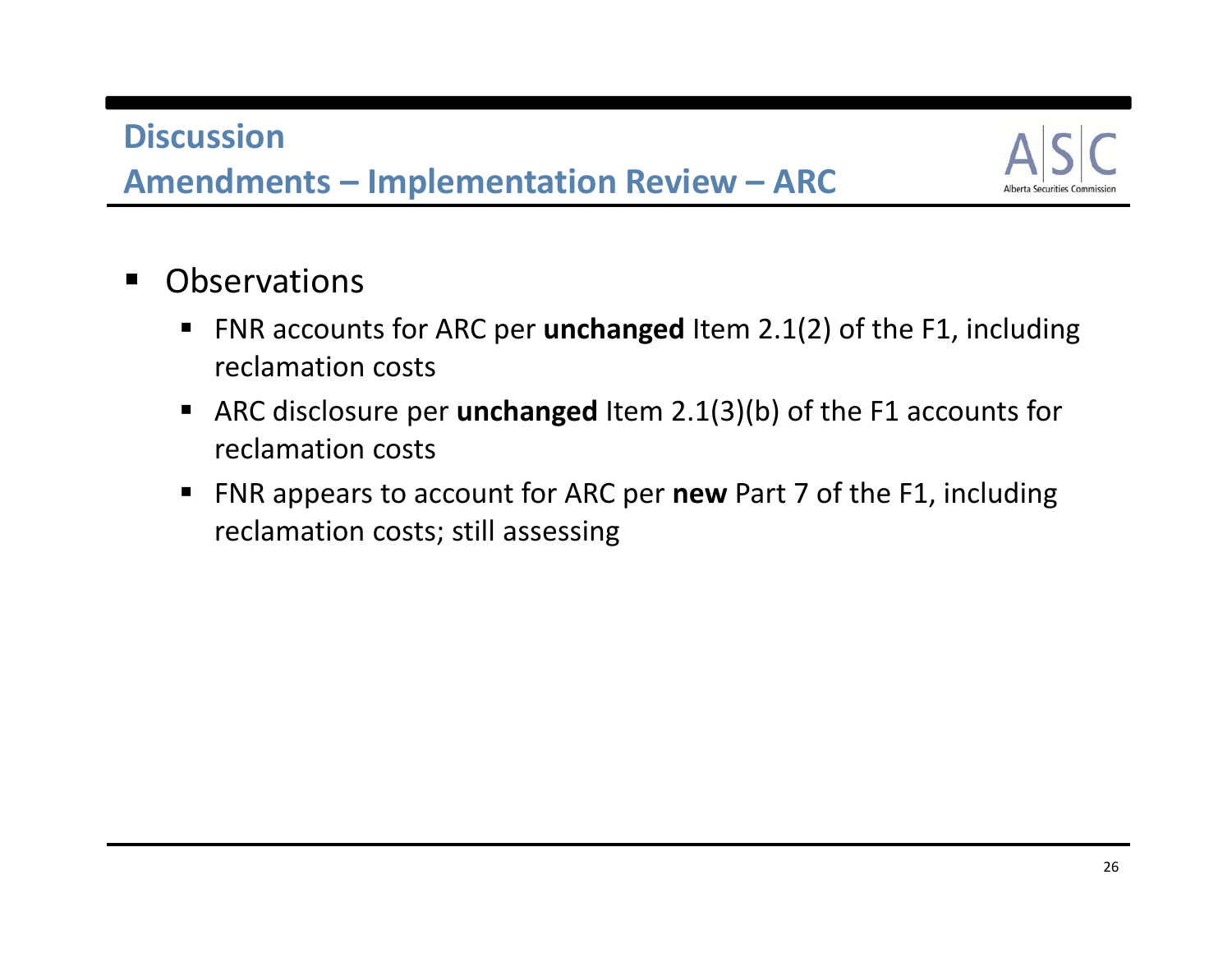## Discussion

## Amendments – Implementation Review – ARC

- Observations
  - FNR accounts for ARC per **unchanged** Item 2.1(2) of the F1, including reclamation costs
  - ARC disclosure per **unchanged** Item 2.1(3)(b) of the F1 accounts for reclamation costs
  - FNR appears to account for ARC per **new** Part 7 of the F1, including reclamation costs; still assessing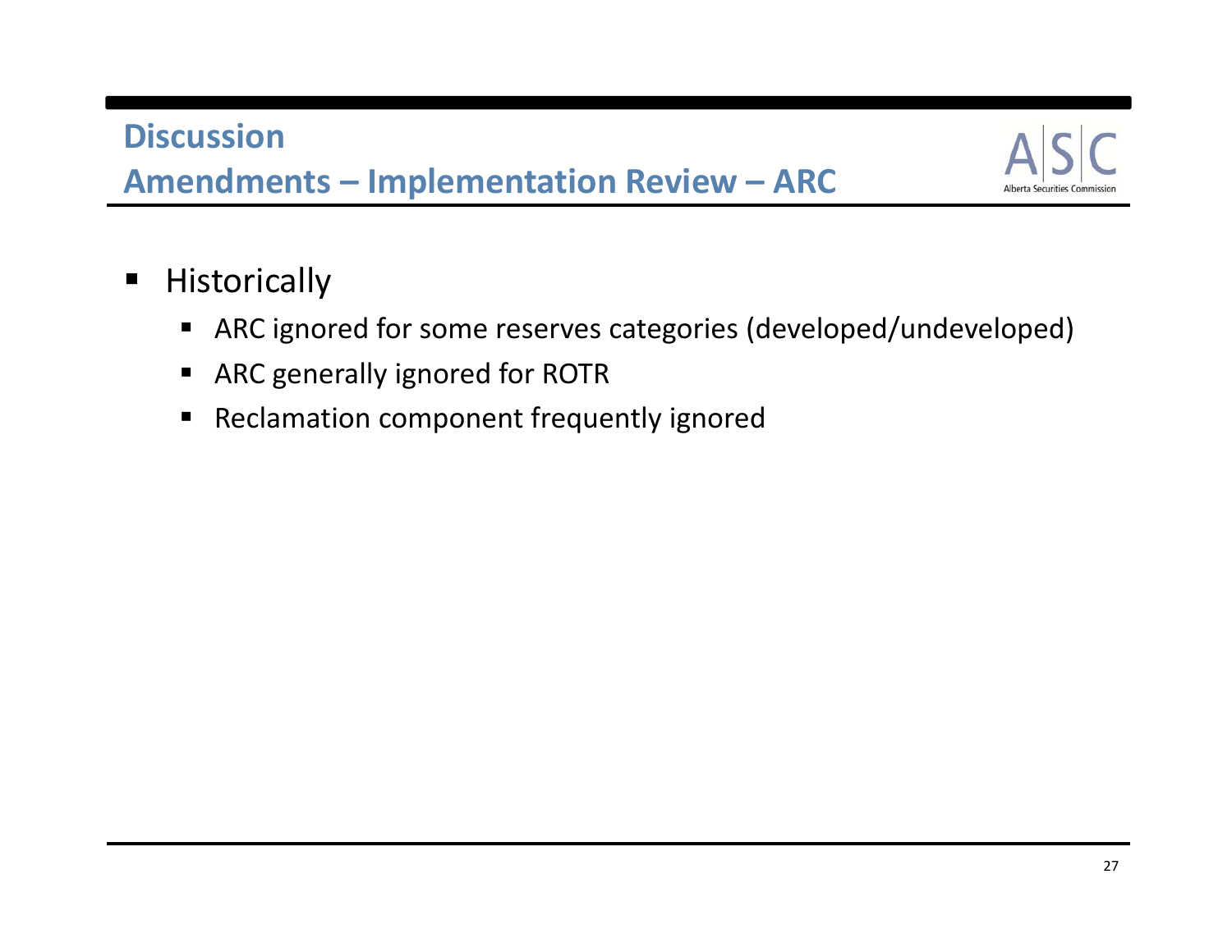# Discussion
## Amendments – Implementation Review – ARC

- Historically
  - ARC ignored for some reserves categories (developed/undeveloped)
  - ARC generally ignored for ROTR
  - Reclamation component frequently ignored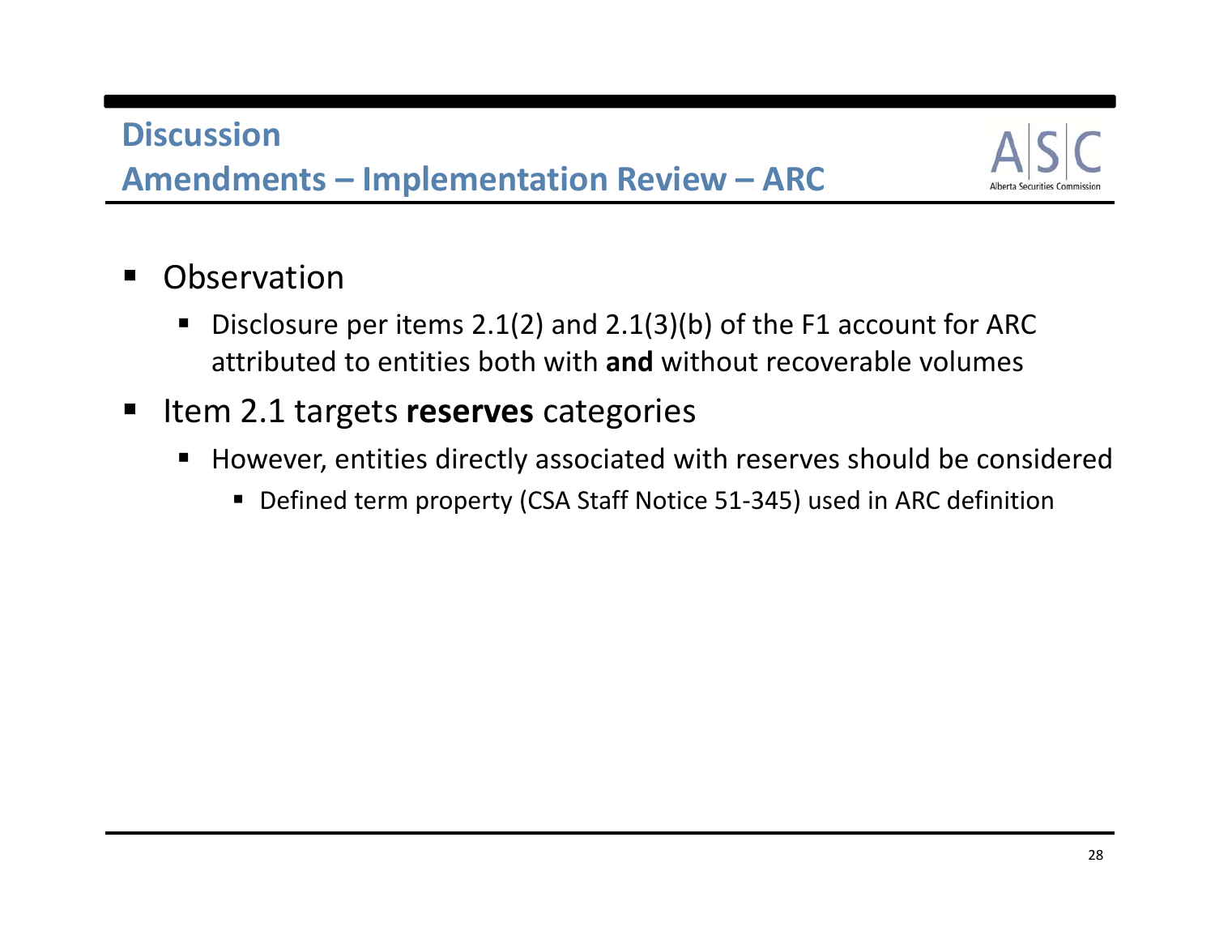## Discussion

## Amendments – Implementation Review – ARC

- Observation
  - Disclosure per items 2.1(2) and 2.1(3)(b) of the F1 account for ARC attributed to entities both with **and** without recoverable volumes
- Item 2.1 targets **reserves** categories
  - However, entities directly associated with reserves should be considered
    - Defined term property (CSA Staff Notice 51-345) used in ARC definition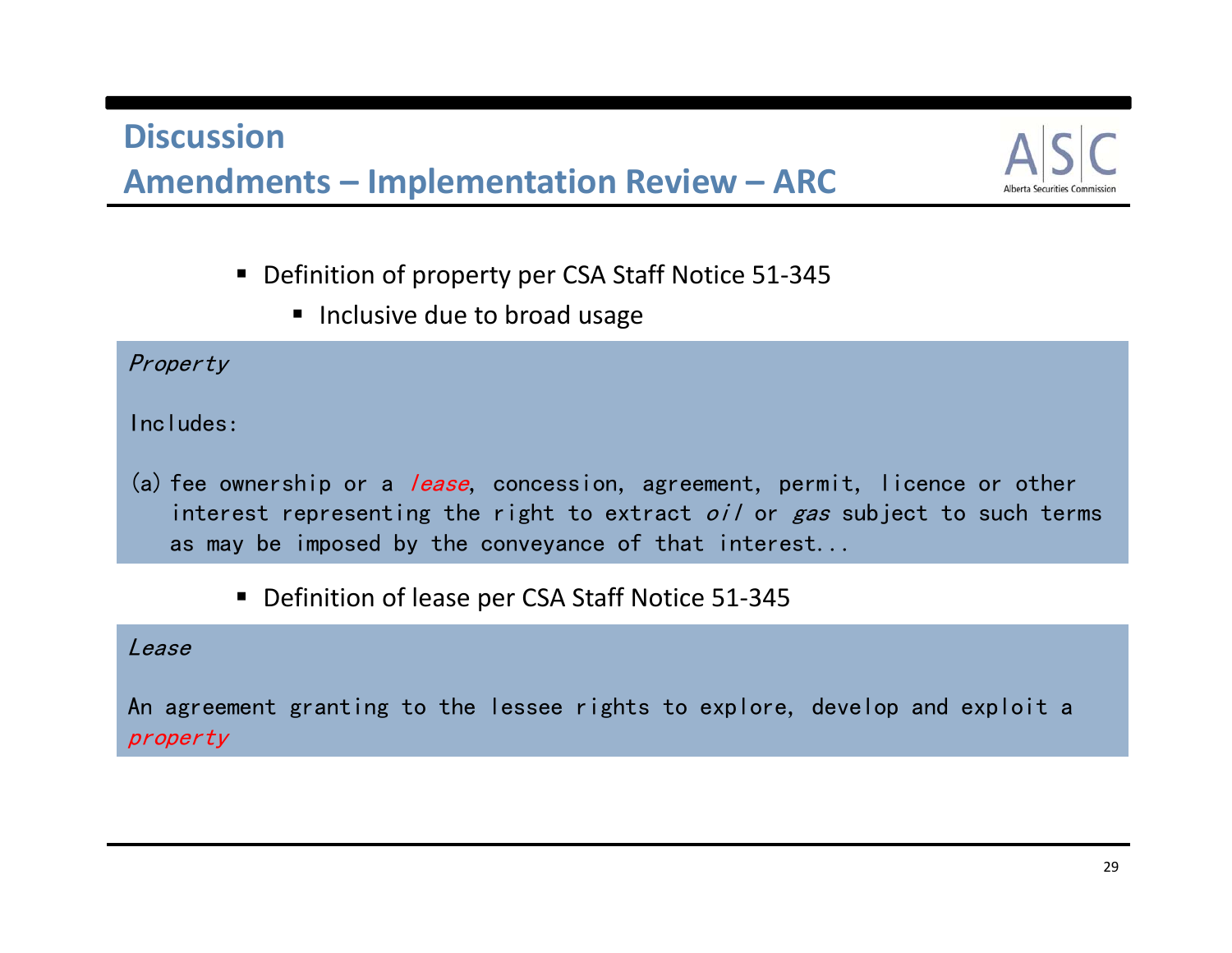## Discussion

## Amendments – Implementation Review – ARC

- Definition of property per CSA Staff Notice 51-345
  - Inclusive due to broad usage

*Property*

Includes:

(a) fee ownership or a *lease*, concession, agreement, permit, licence or other interest representing the right to extract *oil* or *gas* subject to such terms as may be imposed by the conveyance of that interest...

- Definition of lease per CSA Staff Notice 51-345

*Lease*

An agreement granting to the lessee rights to explore, develop and exploit a *property*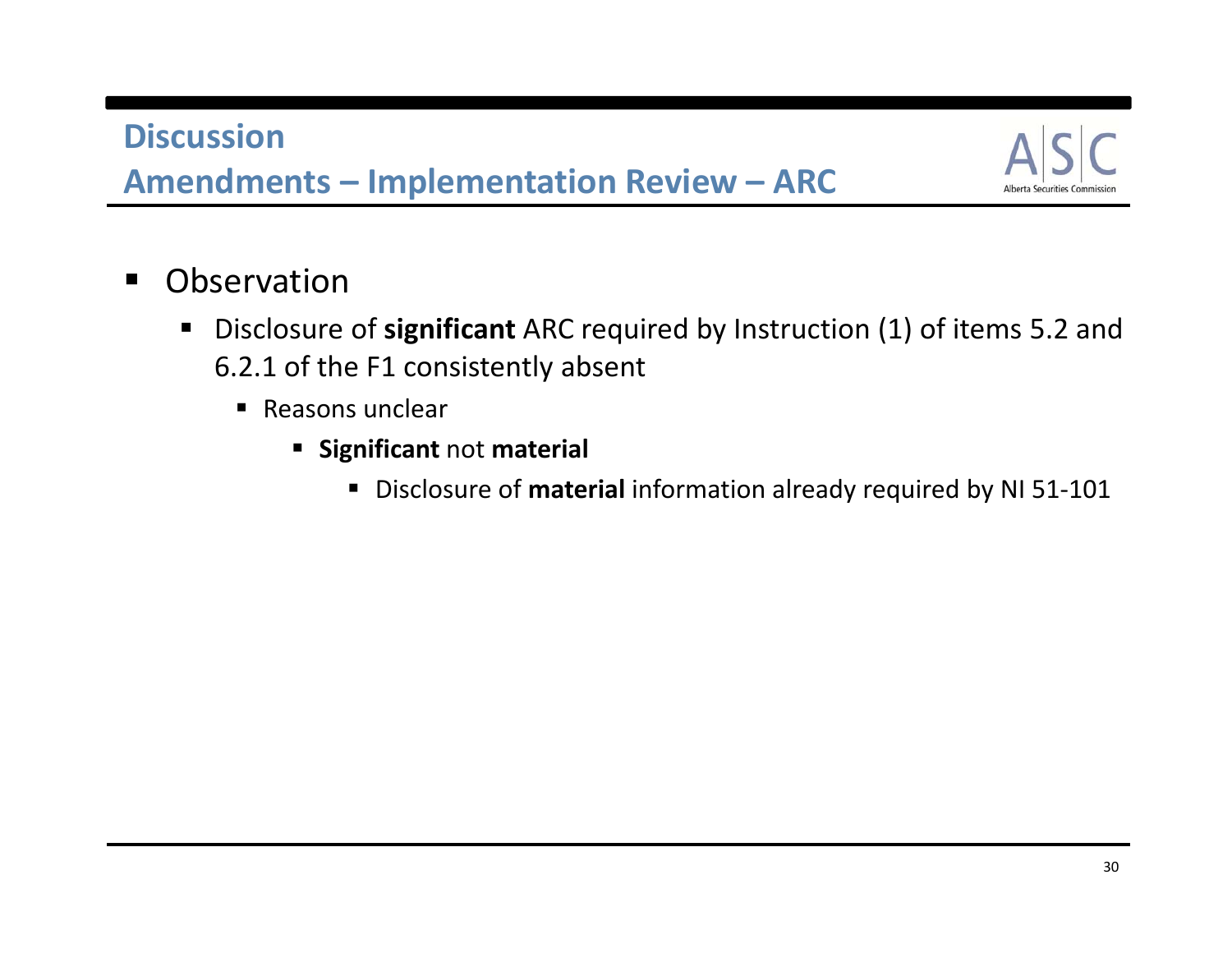## Discussion
## Amendments – Implementation Review – ARC

- Observation
  - Disclosure of **significant** ARC required by Instruction (1) of items 5.2 and 6.2.1 of the F1 consistently absent
    - Reasons unclear
      - **Significant** not **material**
        - Disclosure of **material** information already required by NI 51-101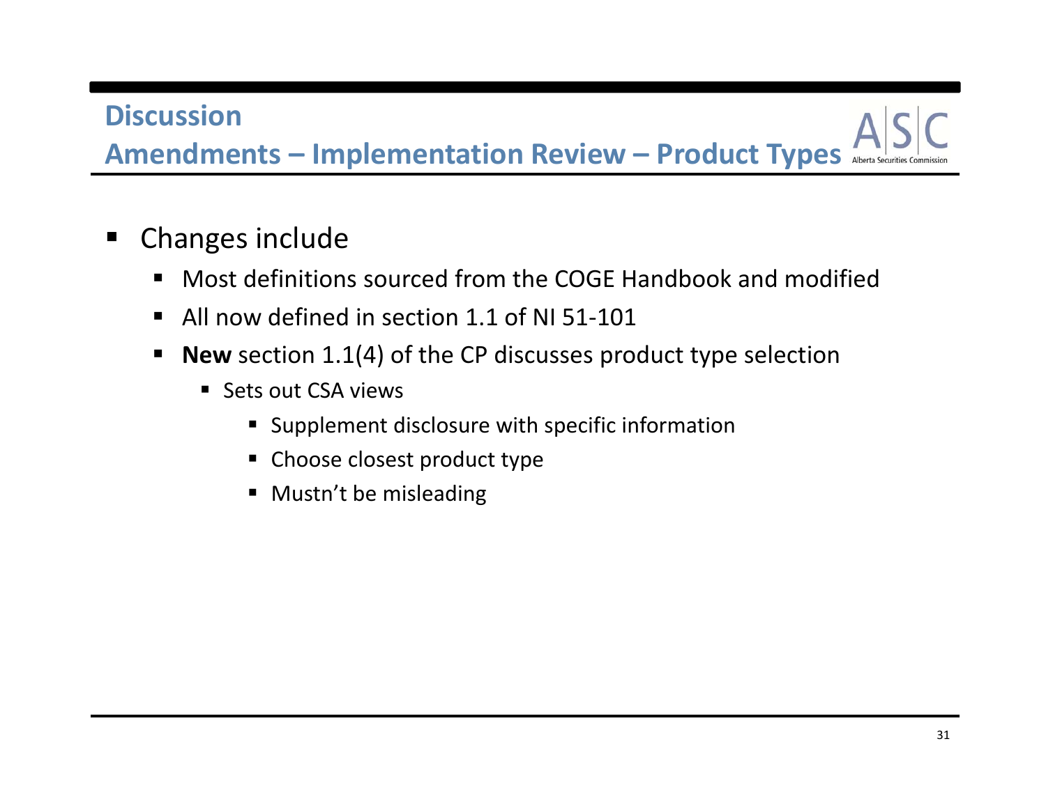## Discussion

## Amendments – Implementation Review – Product Types

- Changes include
  - Most definitions sourced from the COGE Handbook and modified
  - All now defined in section 1.1 of NI 51-101
  - **New** section 1.1(4) of the CP discusses product type selection
    - Sets out CSA views
      - Supplement disclosure with specific information
      - Choose closest product type
      - Mustn't be misleading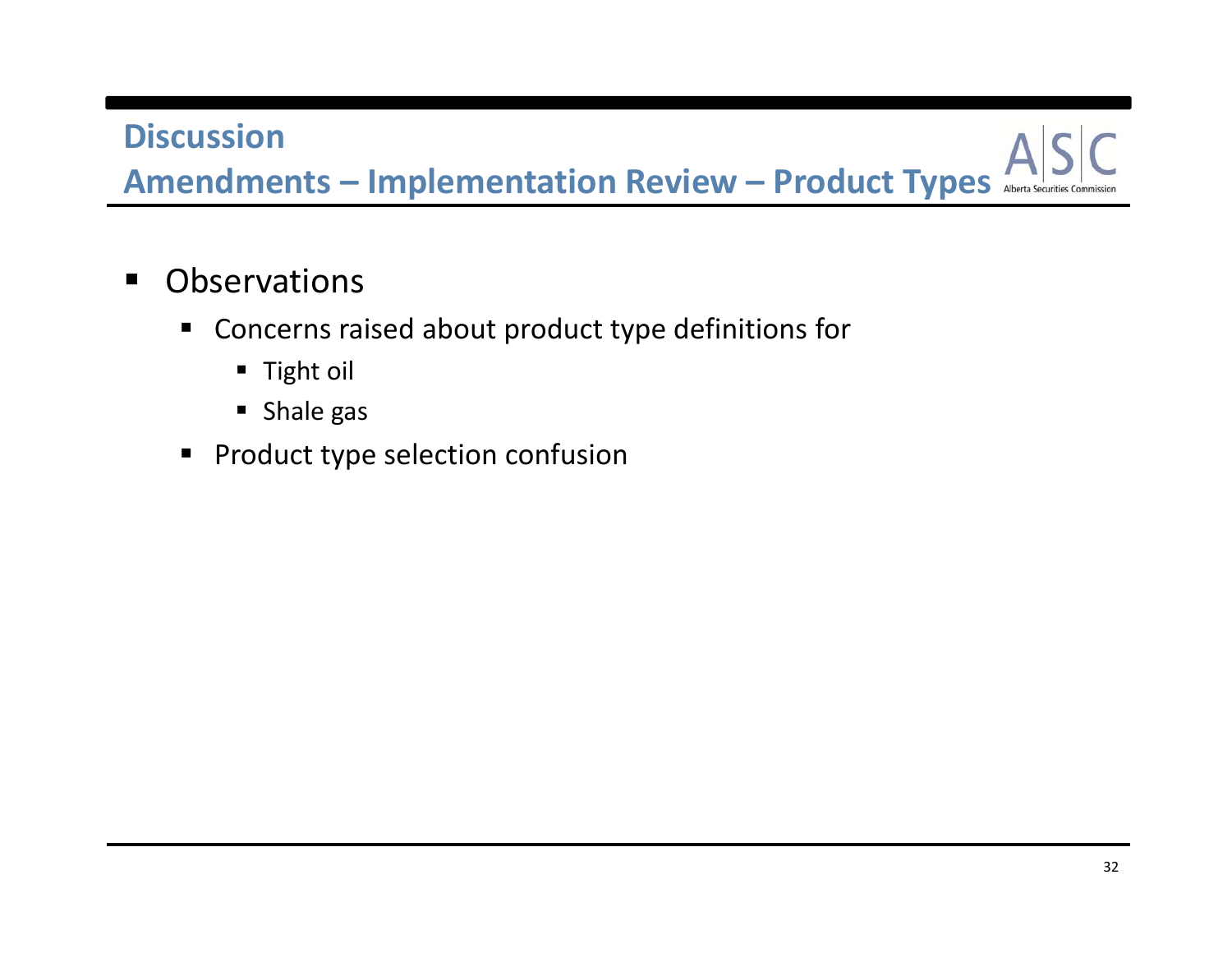## Discussion

## Amendments – Implementation Review – Product Types

- Observations
  - Concerns raised about product type definitions for
    - Tight oil
    - Shale gas
  - Product type selection confusion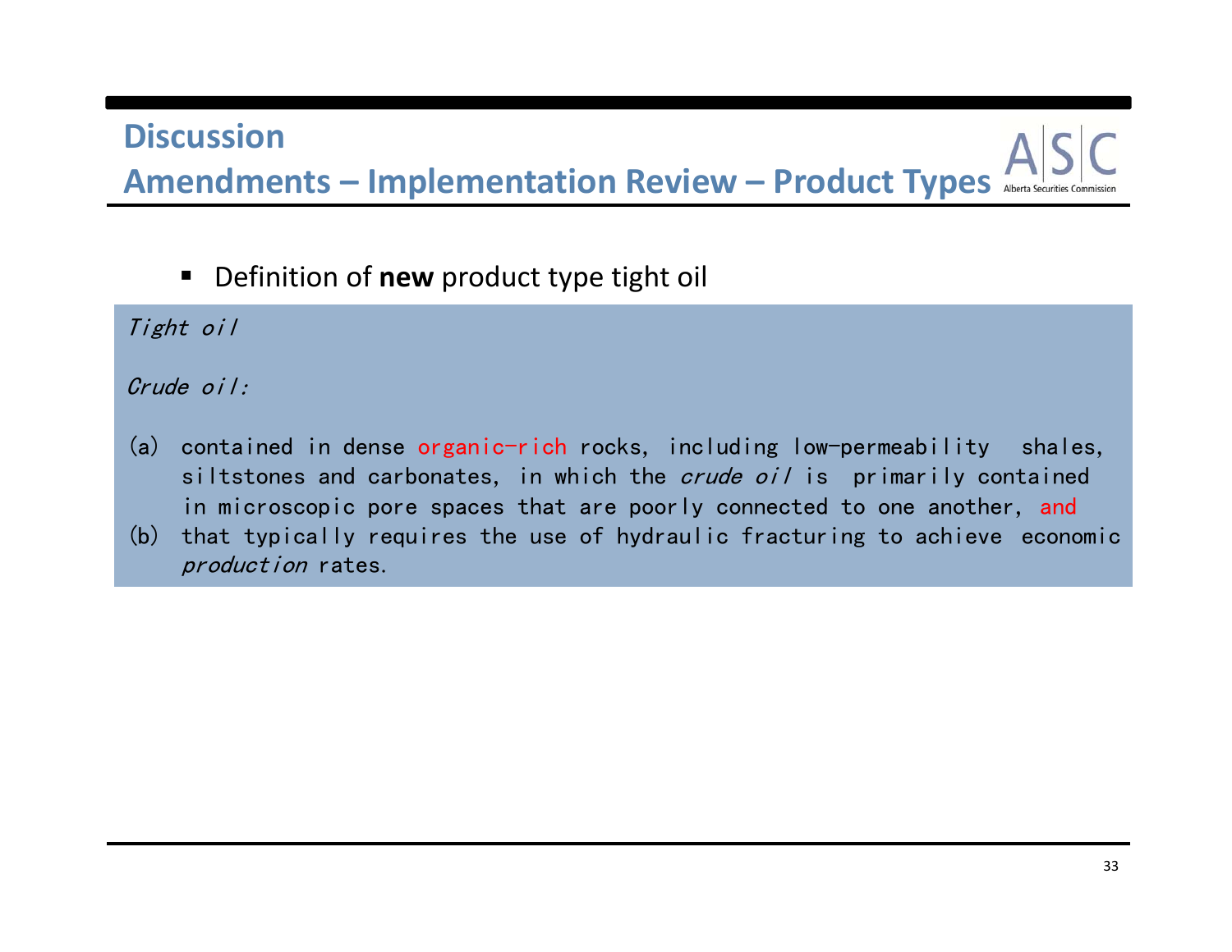## Discussion

## Amendments – Implementation Review – Product Types

- Definition of **new** product type tight oil

*Tight oil*

*Crude oil:*

(a) contained in dense organic-rich rocks, including low-permeability shales, siltstones and carbonates, in which the *crude oil* is primarily contained in microscopic pore spaces that are poorly connected to one another, and

(b) that typically requires the use of hydraulic fracturing to achieve economic *production* rates.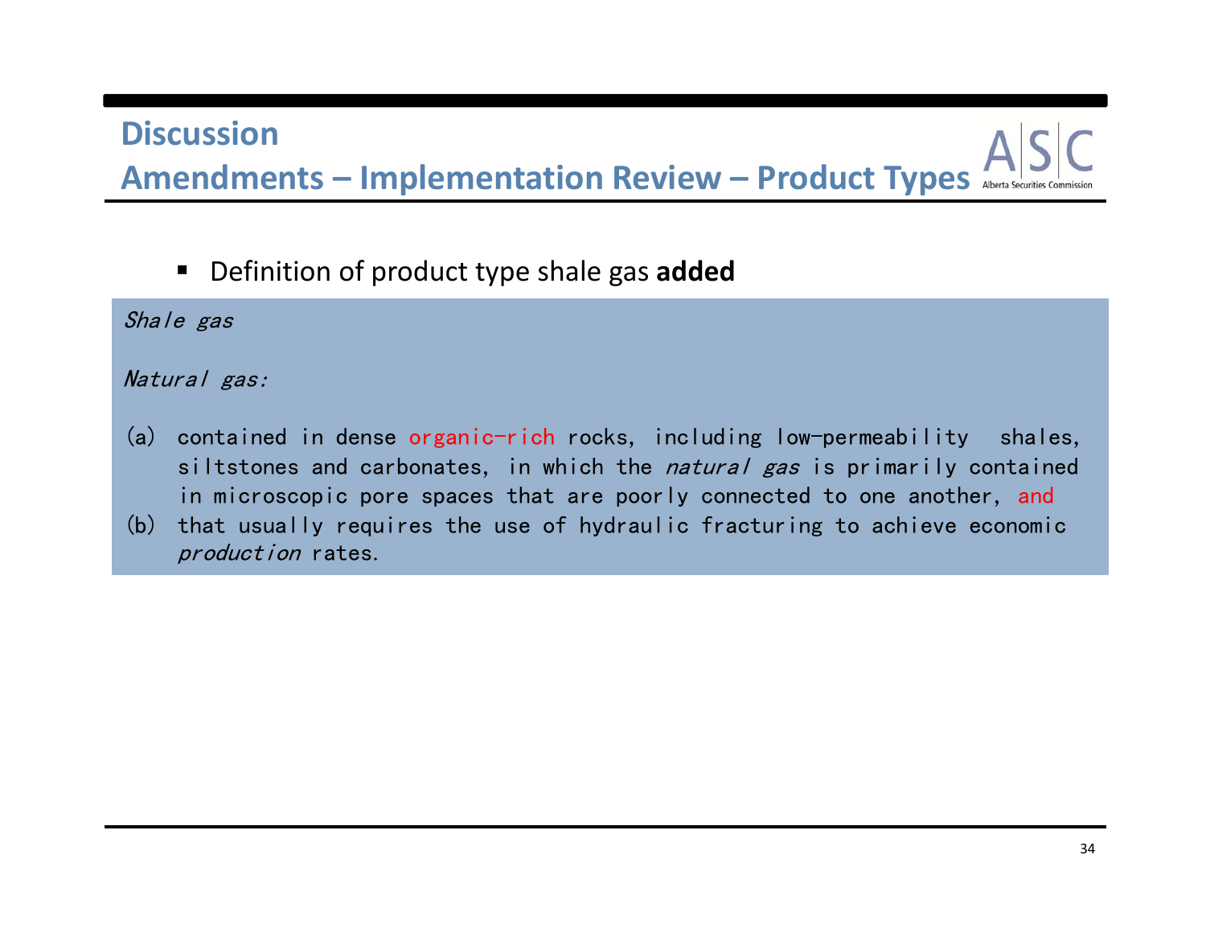## Discussion
## Amendments – Implementation Review – Product Types

- Definition of product type shale gas **added**

*Shale gas*

*Natural gas:*

(a) contained in dense organic-rich rocks, including low-permeability shales, siltstones and carbonates, in which the *natural gas* is primarily contained in microscopic pore spaces that are poorly connected to one another, and

(b) that usually requires the use of hydraulic fracturing to achieve economic *production* rates.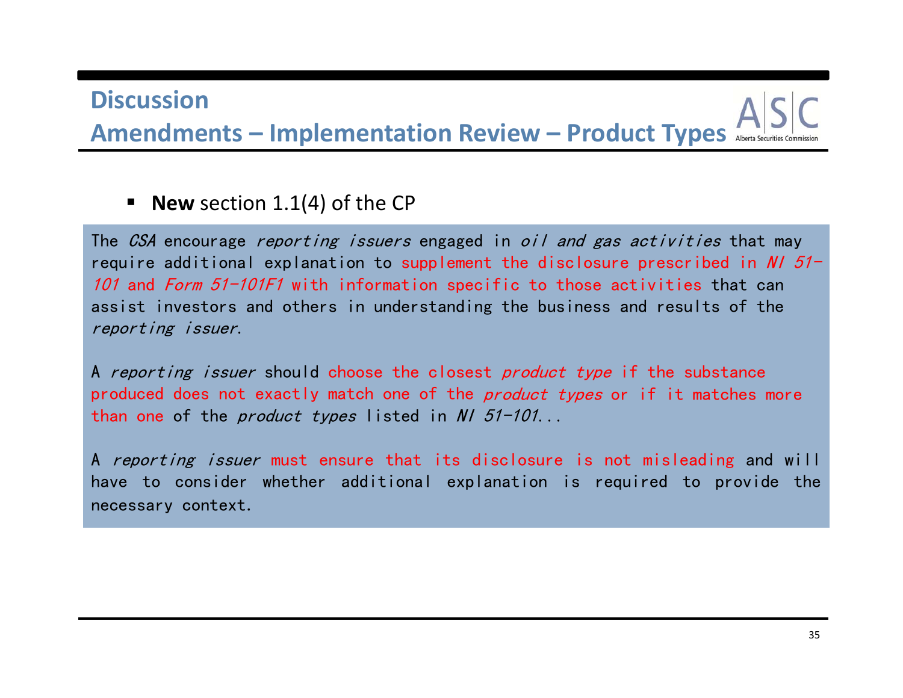## Discussion

## Amendments – Implementation Review – Product Types

- **New** section 1.1(4) of the CP

The *CSA* encourage *reporting issuers* engaged in *oil and gas activities* that may require additional explanation to supplement the disclosure prescribed in *NI 51-101* and *Form 51-101F1* with information specific to those activities that can assist investors and others in understanding the business and results of the *reporting issuer*.

A *reporting issuer* should choose the closest *product type* if the substance produced does not exactly match one of the *product types* or if it matches more than one of the *product types* listed in *NI 51-101*...

A *reporting issuer* must ensure that its disclosure is not misleading and will have to consider whether additional explanation is required to provide the necessary context.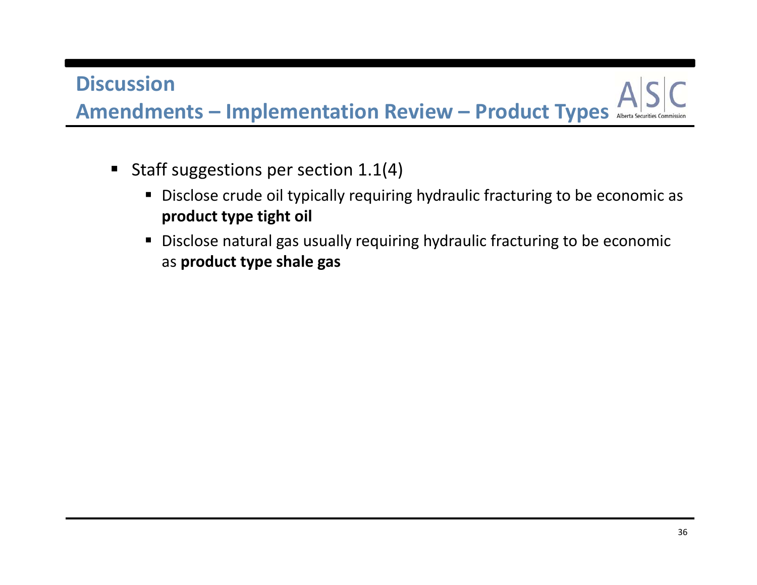## Discussion

## Amendments – Implementation Review – Product Types

- Staff suggestions per section 1.1(4)
  - Disclose crude oil typically requiring hydraulic fracturing to be economic as **product type tight oil**
  - Disclose natural gas usually requiring hydraulic fracturing to be economic as **product type shale gas**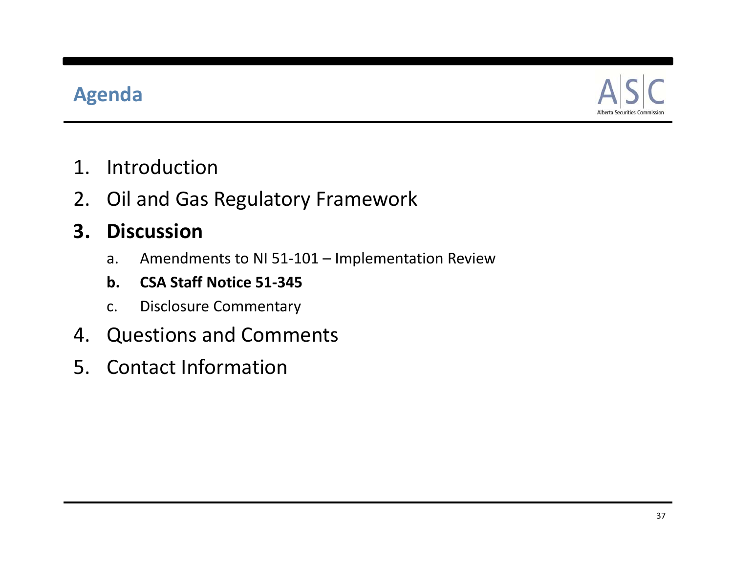## Agenda

1. Introduction
2. Oil and Gas Regulatory Framework
3. **Discussion**
   a. Amendments to NI 51-101 – Implementation Review
   b. **CSA Staff Notice 51-345**
   c. Disclosure Commentary
4. Questions and Comments
5. Contact Information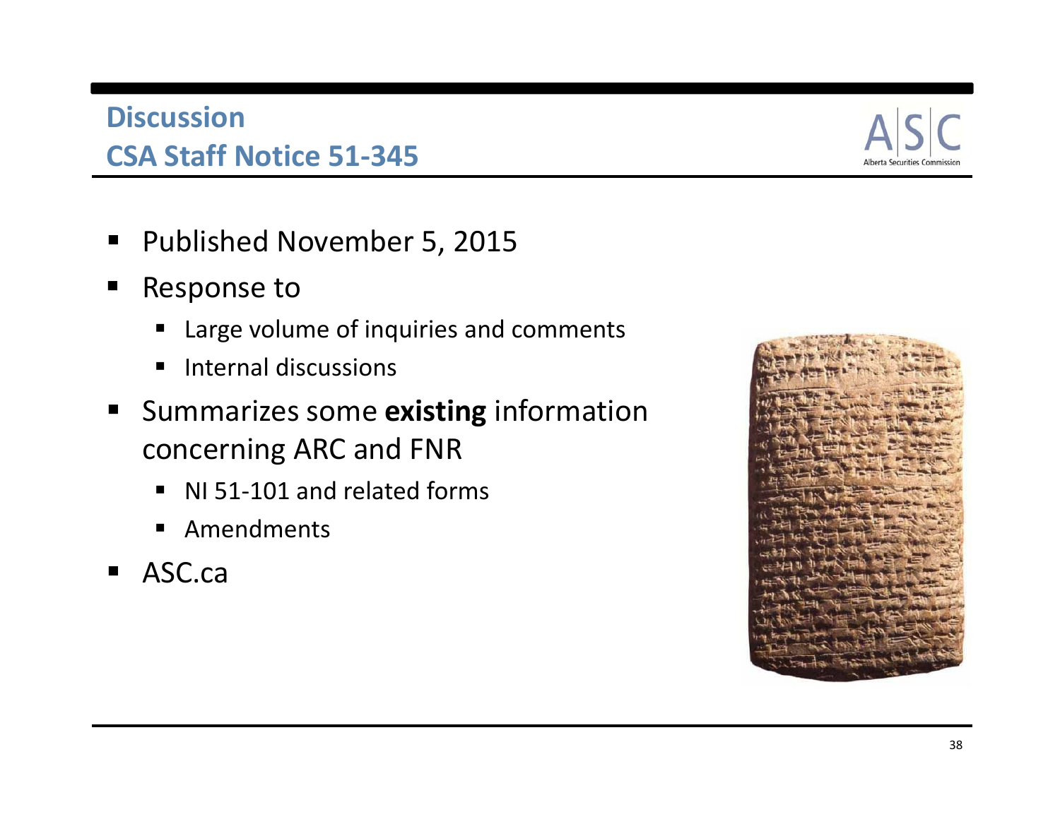## Discussion
## CSA Staff Notice 51-345

- Published November 5, 2015
- Response to
  - Large volume of inquiries and comments
  - Internal discussions
- Summarizes some **existing** information concerning ARC and FNR
  - NI 51-101 and related forms
  - Amendments
- ASC.ca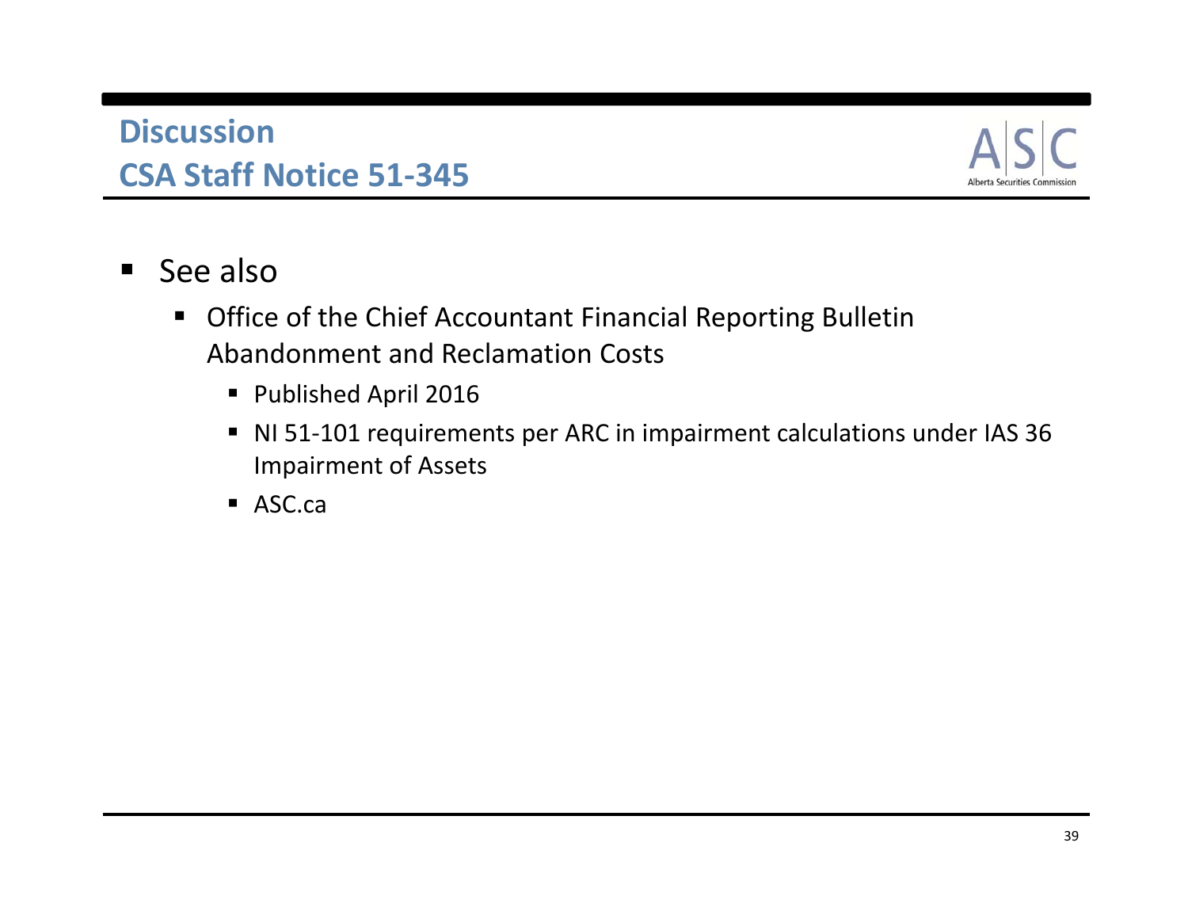# Discussion

# CSA Staff Notice 51-345

- See also
  - Office of the Chief Accountant Financial Reporting Bulletin Abandonment and Reclamation Costs
    - Published April 2016
    - NI 51-101 requirements per ARC in impairment calculations under IAS 36 Impairment of Assets
    - ASC.ca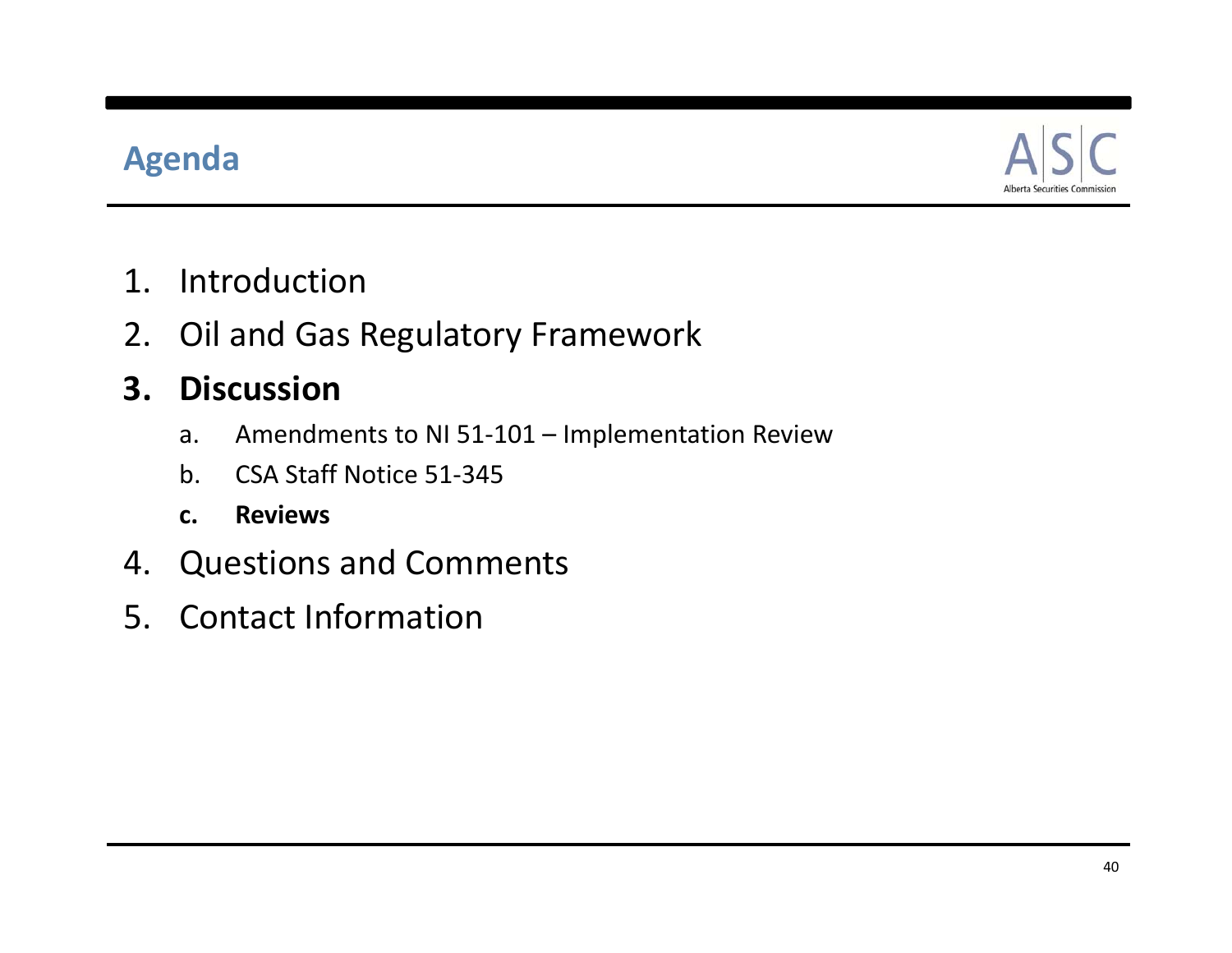## Agenda

1. Introduction
2. Oil and Gas Regulatory Framework
3. **Discussion**
    a. Amendments to NI 51-101 – Implementation Review
    b. CSA Staff Notice 51-345
    **c. Reviews**
4. Questions and Comments
5. Contact Information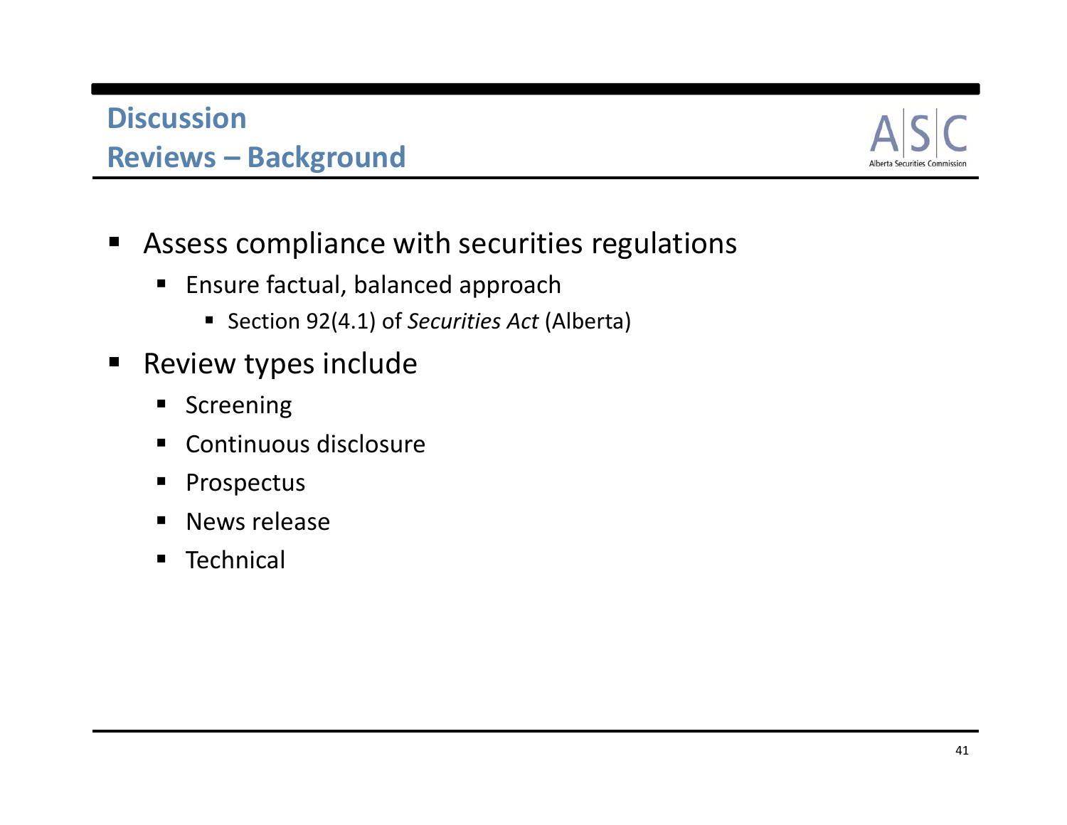## Discussion
## Reviews – Background

- Assess compliance with securities regulations
  - Ensure factual, balanced approach
    - Section 92(4.1) of *Securities Act* (Alberta)
- Review types include
  - Screening
  - Continuous disclosure
  - Prospectus
  - News release
  - Technical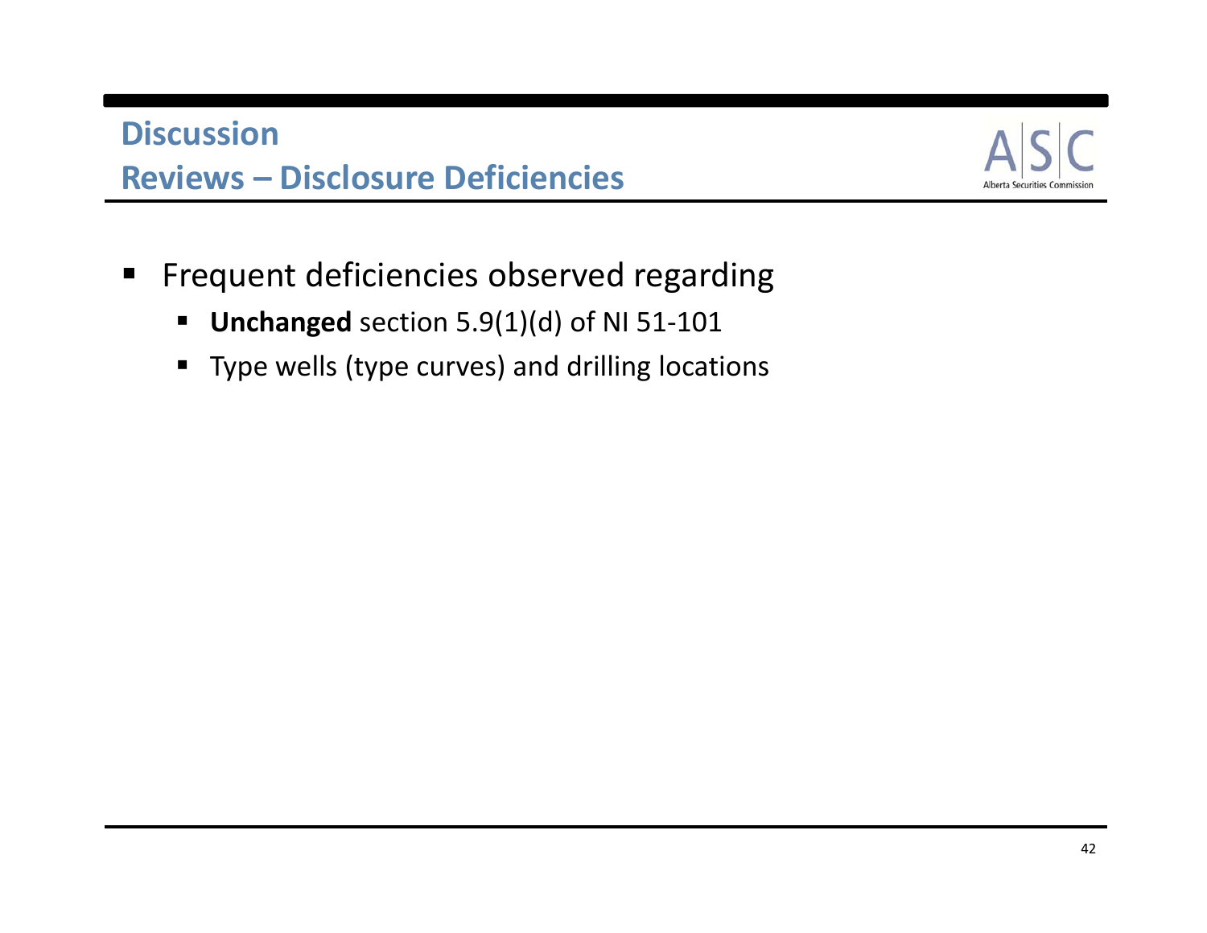## Discussion
## Reviews – Disclosure Deficiencies

- Frequent deficiencies observed regarding
  - **Unchanged** section 5.9(1)(d) of NI 51-101
  - Type wells (type curves) and drilling locations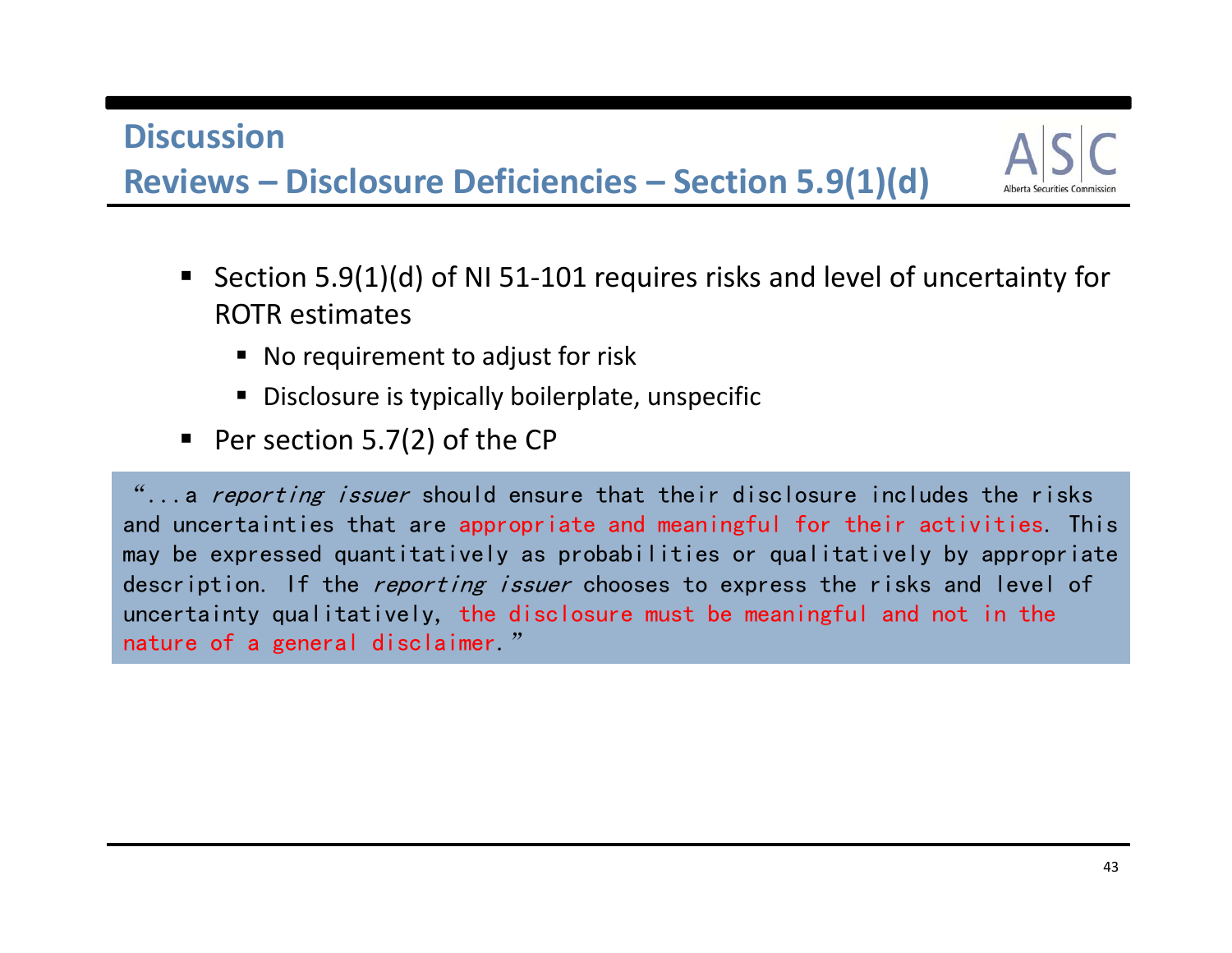## Discussion

## Reviews – Disclosure Deficiencies – Section 5.9(1)(d)

- Section 5.9(1)(d) of NI 51-101 requires risks and level of uncertainty for ROTR estimates
  - No requirement to adjust for risk
  - Disclosure is typically boilerplate, unspecific
- Per section 5.7(2) of the CP

> "...a *reporting issuer* should ensure that their disclosure includes the risks and uncertainties that are appropriate and meaningful for their activities. This may be expressed quantitatively as probabilities or qualitatively by appropriate description. If the *reporting issuer* chooses to express the risks and level of uncertainty qualitatively, the disclosure must be meaningful and not in the nature of a general disclaimer."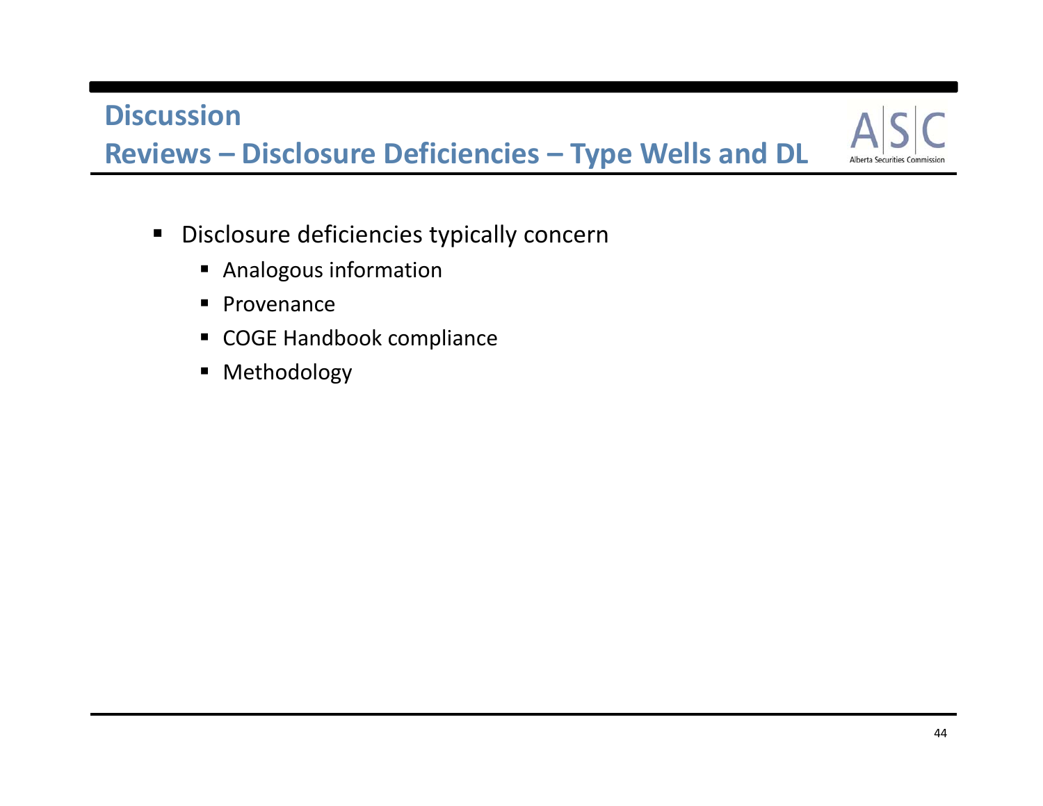# Discussion

## Reviews – Disclosure Deficiencies – Type Wells and DL

- Disclosure deficiencies typically concern
  - Analogous information
  - Provenance
  - COGE Handbook compliance
  - Methodology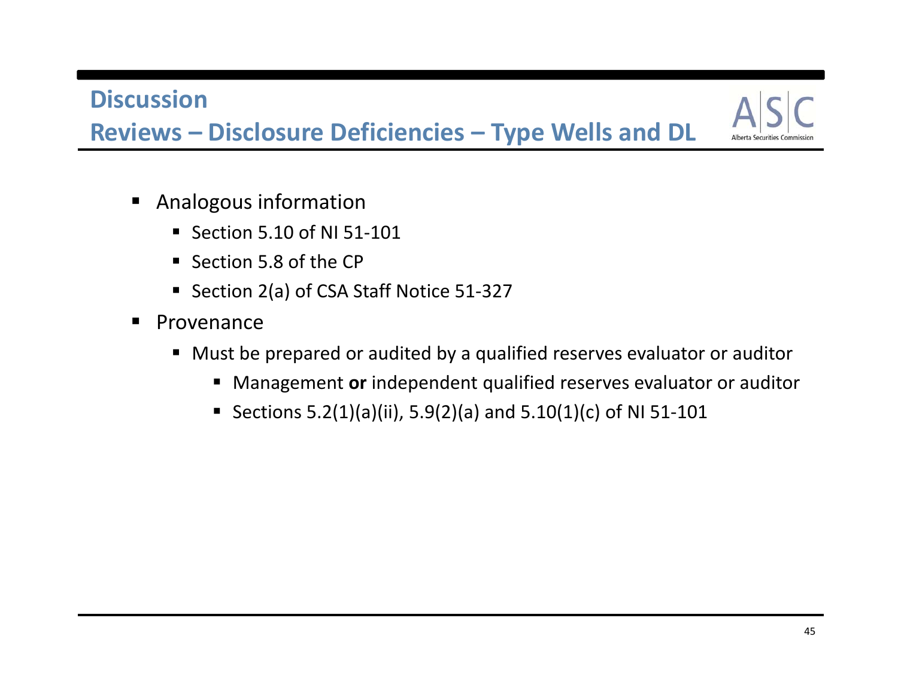## Discussion

## Reviews – Disclosure Deficiencies – Type Wells and DL

- Analogous information
  - Section 5.10 of NI 51-101
  - Section 5.8 of the CP
  - Section 2(a) of CSA Staff Notice 51-327
- Provenance
  - Must be prepared or audited by a qualified reserves evaluator or auditor
    - Management **or** independent qualified reserves evaluator or auditor
    - Sections 5.2(1)(a)(ii), 5.9(2)(a) and 5.10(1)(c) of NI 51-101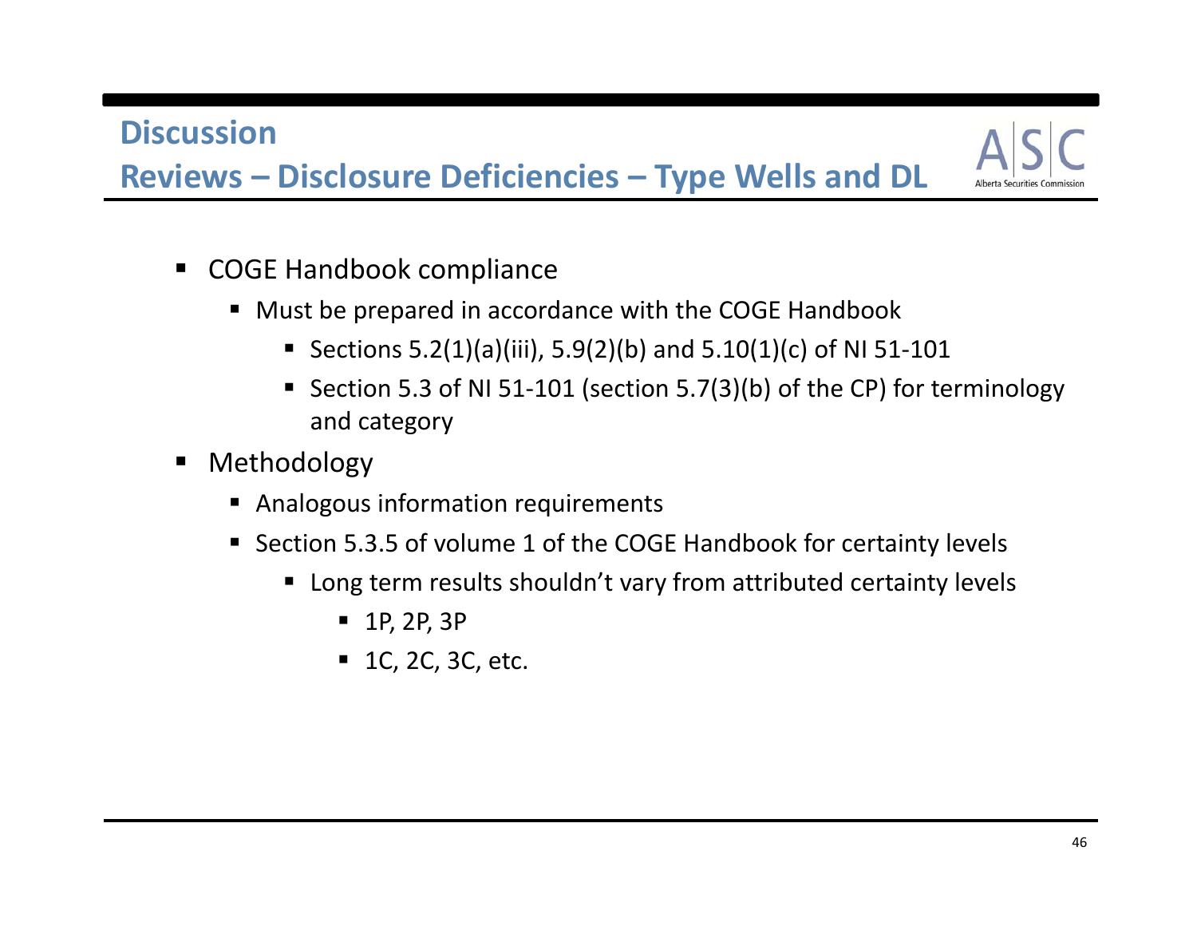# Discussion

## Reviews – Disclosure Deficiencies – Type Wells and DL

- COGE Handbook compliance
  - Must be prepared in accordance with the COGE Handbook
    - Sections 5.2(1)(a)(iii), 5.9(2)(b) and 5.10(1)(c) of NI 51-101
    - Section 5.3 of NI 51-101 (section 5.7(3)(b) of the CP) for terminology and category
- Methodology
  - Analogous information requirements
  - Section 5.3.5 of volume 1 of the COGE Handbook for certainty levels
    - Long term results shouldn't vary from attributed certainty levels
      - 1P, 2P, 3P
      - 1C, 2C, 3C, etc.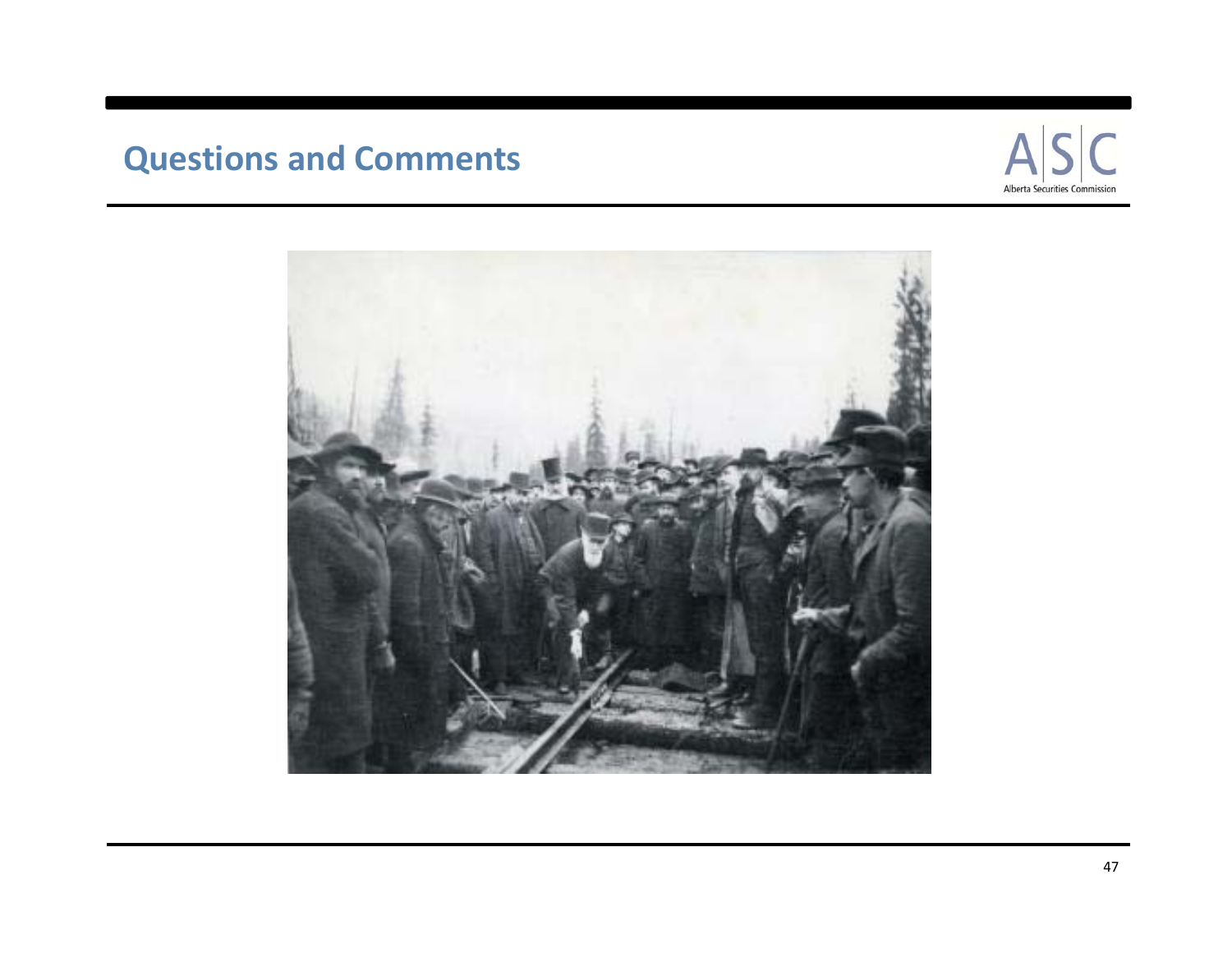## Questions and Comments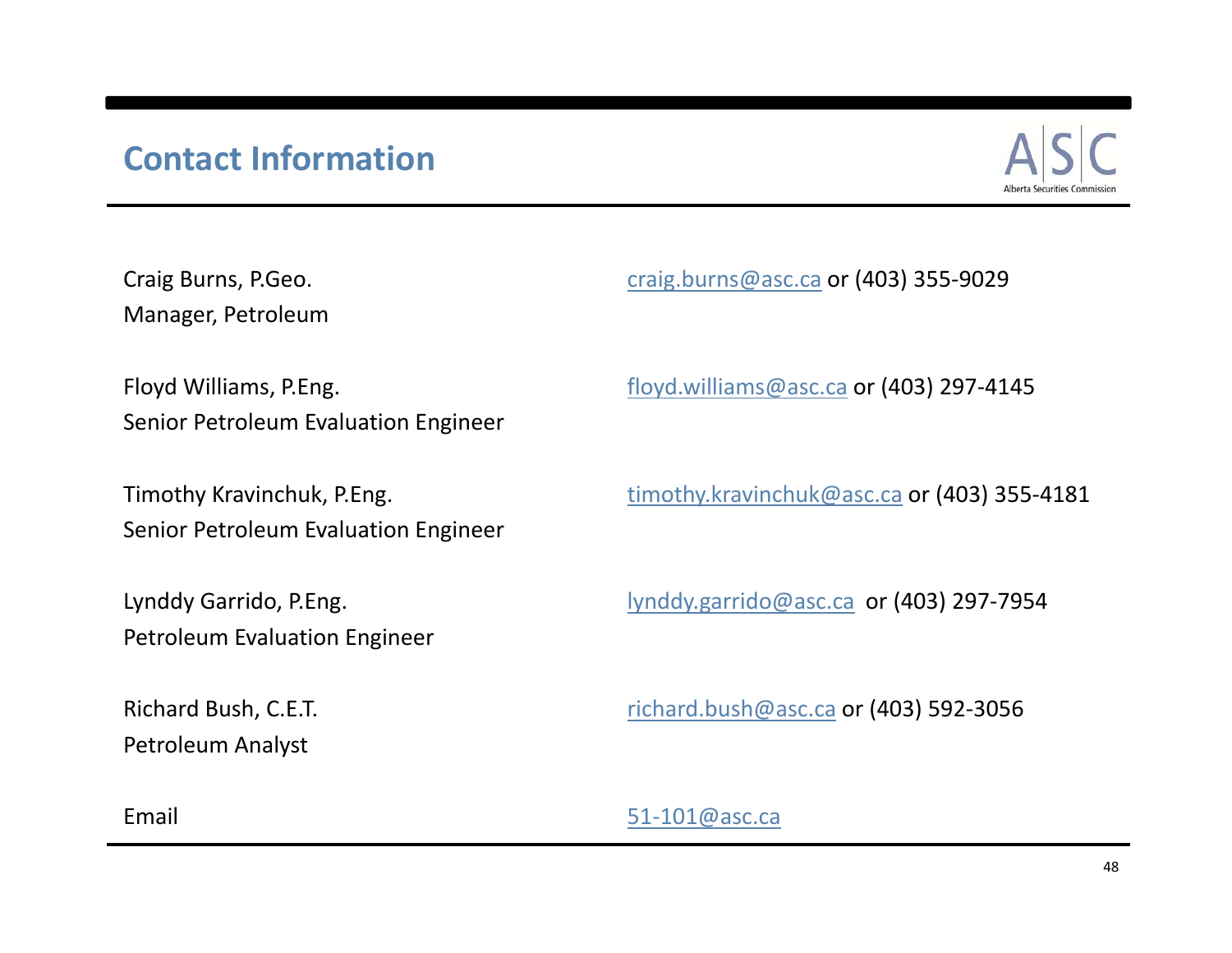# Contact Information

ASC
Alberta Securities Commission

| | |
|---|---|
| Craig Burns, P.Geo.<br>Manager, Petroleum | craig.burns@asc.ca or (403) 355-9029 |
| Floyd Williams, P.Eng.<br>Senior Petroleum Evaluation Engineer | floyd.williams@asc.ca or (403) 297-4145 |
| Timothy Kravinchuk, P.Eng.<br>Senior Petroleum Evaluation Engineer | timothy.kravinchuk@asc.ca or (403) 355-4181 |
| Lynddy Garrido, P.Eng.<br>Petroleum Evaluation Engineer | lynddy.garrido@asc.ca or (403) 297-7954 |
| Richard Bush, C.E.T.<br>Petroleum Analyst | richard.bush@asc.ca or (403) 592-3056 |
| Email | 51-101@asc.ca |